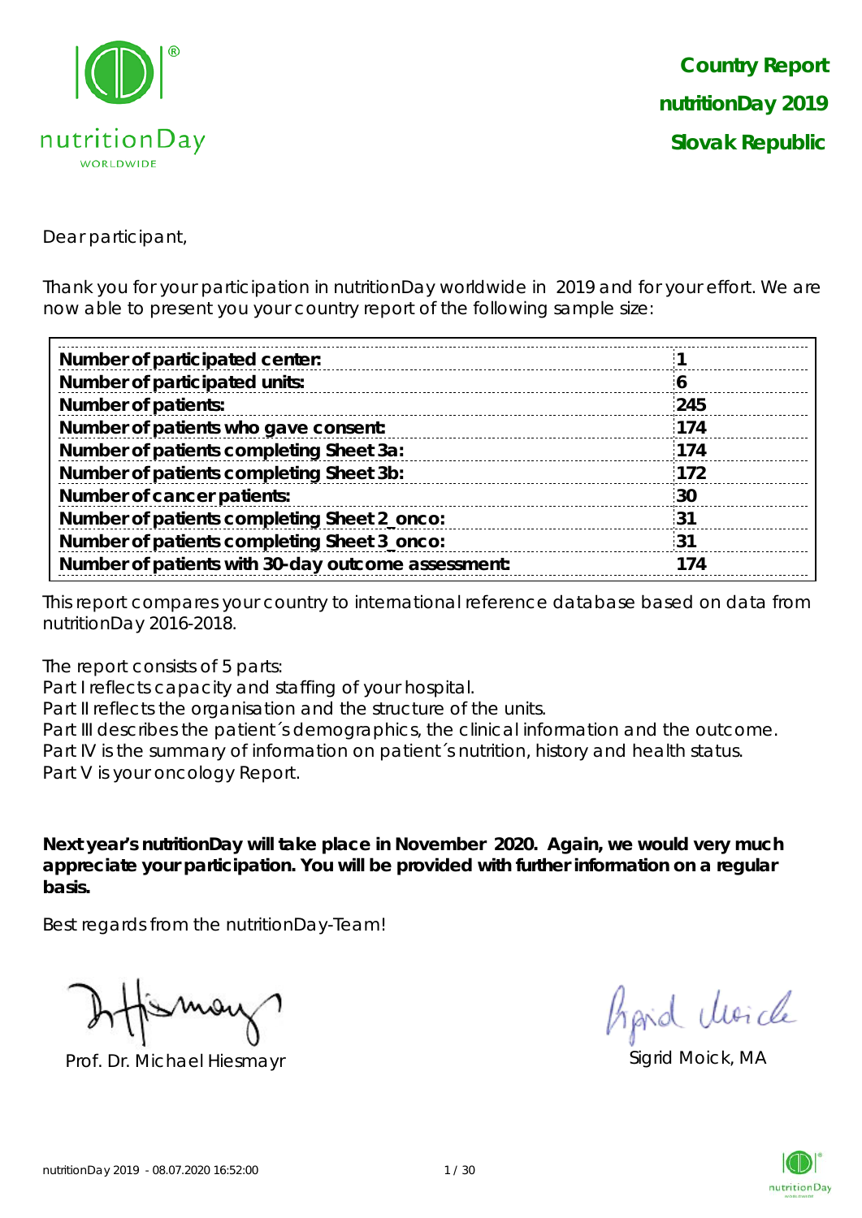**Country Report**
**nutritionDay 2019**
**Slovak Republic**

Dear participant,

Thank you for your participation in nutritionDay worldwide in 2019 and for your effort. We are now able to present you your country report of the following sample size:

| | |
|---|---|
| **Number of participated center:** | **1** |
| **Number of participated units:** | **6** |
| **Number of patients:** | **245** |
| **Number of patients who gave consent:** | **174** |
| **Number of patients completing Sheet 3a:** | **174** |
| **Number of patients completing Sheet 3b:** | **172** |
| **Number of cancer patients:** | **30** |
| **Number of patients completing Sheet 2_onco:** | **31** |
| **Number of patients completing Sheet 3_onco:** | **31** |
| **Number of patients with 30-day outcome assessment:** | **174** |

This report compares your country to international reference database based on data from nutritionDay 2016-2018.

The report consists of 5 parts:
Part I reflects capacity and staffing of your hospital.
Part II reflects the organisation and the structure of the units.
Part III describes the patient´s demographics, the clinical information and the outcome.
Part IV is the summary of information on patient´s nutrition, history and health status.
Part V is your oncology Report.

**Next year's nutritionDay will take place in November 2020. Again, we would very much appreciate your participation. You will be provided with further information on a regular basis.**

Best regards from the nutritionDay-Team!

Prof. Dr. Michael Hiesmayr

Sigrid Moick, MA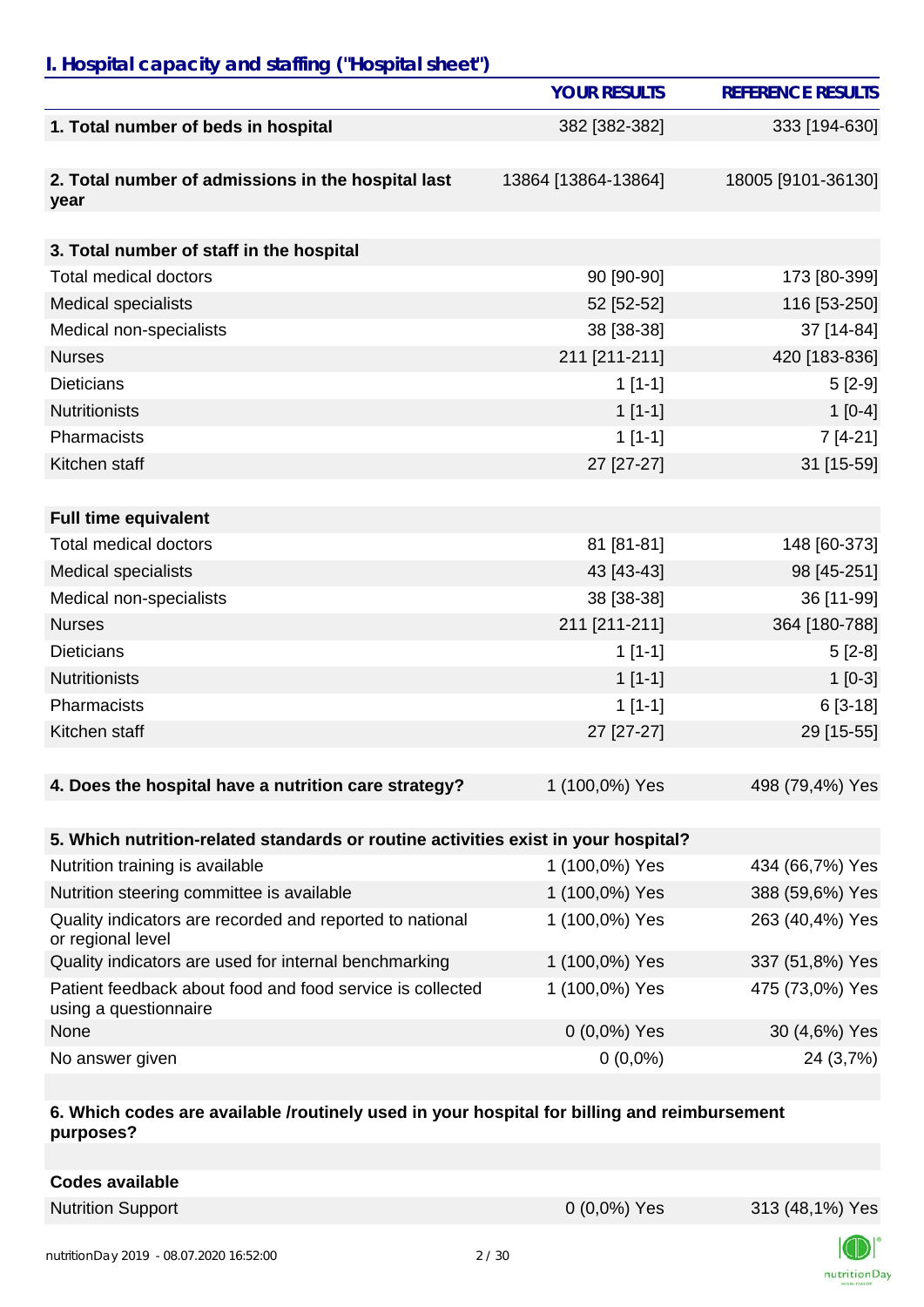## I. Hospital capacity and staffing ("Hospital sheet")

| | YOUR RESULTS | REFERENCE RESULTS |
|---|---|---|
| **1. Total number of beds in hospital** | 382 [382-382] | 333 [194-630] |
| **2. Total number of admissions in the hospital last year** | 13864 [13864-13864] | 18005 [9101-36130] |
| **3. Total number of staff in the hospital** | | |
| Total medical doctors | 90 [90-90] | 173 [80-399] |
| Medical specialists | 52 [52-52] | 116 [53-250] |
| Medical non-specialists | 38 [38-38] | 37 [14-84] |
| Nurses | 211 [211-211] | 420 [183-836] |
| Dieticians | 1 [1-1] | 5 [2-9] |
| Nutritionists | 1 [1-1] | 1 [0-4] |
| Pharmacists | 1 [1-1] | 7 [4-21] |
| Kitchen staff | 27 [27-27] | 31 [15-59] |
| **Full time equivalent** | | |
| Total medical doctors | 81 [81-81] | 148 [60-373] |
| Medical specialists | 43 [43-43] | 98 [45-251] |
| Medical non-specialists | 38 [38-38] | 36 [11-99] |
| Nurses | 211 [211-211] | 364 [180-788] |
| Dieticians | 1 [1-1] | 5 [2-8] |
| Nutritionists | 1 [1-1] | 1 [0-3] |
| Pharmacists | 1 [1-1] | 6 [3-18] |
| Kitchen staff | 27 [27-27] | 29 [15-55] |
| **4. Does the hospital have a nutrition care strategy?** | 1 (100,0%) Yes | 498 (79,4%) Yes |
| **5. Which nutrition-related standards or routine activities exist in your hospital?** | | |
| Nutrition training is available | 1 (100,0%) Yes | 434 (66,7%) Yes |
| Nutrition steering committee is available | 1 (100,0%) Yes | 388 (59,6%) Yes |
| Quality indicators are recorded and reported to national or regional level | 1 (100,0%) Yes | 263 (40,4%) Yes |
| Quality indicators are used for internal benchmarking | 1 (100,0%) Yes | 337 (51,8%) Yes |
| Patient feedback about food and food service is collected using a questionnaire | 1 (100,0%) Yes | 475 (73,0%) Yes |
| None | 0 (0,0%) Yes | 30 (4,6%) Yes |
| No answer given | 0 (0,0%) | 24 (3,7%) |
| **6. Which codes are available /routinely used in your hospital for billing and reimbursement purposes?** | | |
| **Codes available** | | |
| Nutrition Support | 0 (0,0%) Yes | 313 (48,1%) Yes |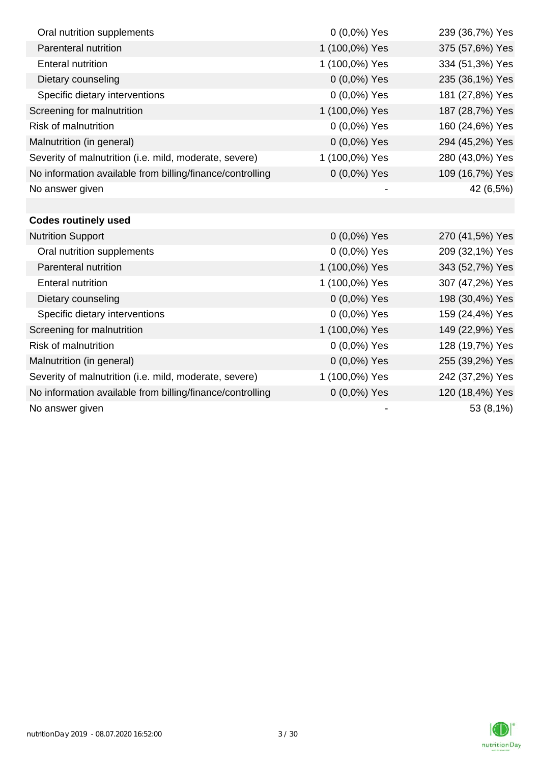| | | |
|---|---|---|
| Oral nutrition supplements | 0 (0,0%) Yes | 239 (36,7%) Yes |
| Parenteral nutrition | 1 (100,0%) Yes | 375 (57,6%) Yes |
| Enteral nutrition | 1 (100,0%) Yes | 334 (51,3%) Yes |
| Dietary counseling | 0 (0,0%) Yes | 235 (36,1%) Yes |
| Specific dietary interventions | 0 (0,0%) Yes | 181 (27,8%) Yes |
| Screening for malnutrition | 1 (100,0%) Yes | 187 (28,7%) Yes |
| Risk of malnutrition | 0 (0,0%) Yes | 160 (24,6%) Yes |
| Malnutrition (in general) | 0 (0,0%) Yes | 294 (45,2%) Yes |
| Severity of malnutrition (i.e. mild, moderate, severe) | 1 (100,0%) Yes | 280 (43,0%) Yes |
| No information available from billing/finance/controlling | 0 (0,0%) Yes | 109 (16,7%) Yes |
| No answer given | - | 42 (6,5%) |
| | | |
| **Codes routinely used** | | |
| Nutrition Support | 0 (0,0%) Yes | 270 (41,5%) Yes |
| Oral nutrition supplements | 0 (0,0%) Yes | 209 (32,1%) Yes |
| Parenteral nutrition | 1 (100,0%) Yes | 343 (52,7%) Yes |
| Enteral nutrition | 1 (100,0%) Yes | 307 (47,2%) Yes |
| Dietary counseling | 0 (0,0%) Yes | 198 (30,4%) Yes |
| Specific dietary interventions | 0 (0,0%) Yes | 159 (24,4%) Yes |
| Screening for malnutrition | 1 (100,0%) Yes | 149 (22,9%) Yes |
| Risk of malnutrition | 0 (0,0%) Yes | 128 (19,7%) Yes |
| Malnutrition (in general) | 0 (0,0%) Yes | 255 (39,2%) Yes |
| Severity of malnutrition (i.e. mild, moderate, severe) | 1 (100,0%) Yes | 242 (37,2%) Yes |
| No information available from billing/finance/controlling | 0 (0,0%) Yes | 120 (18,4%) Yes |
| No answer given | - | 53 (8,1%) |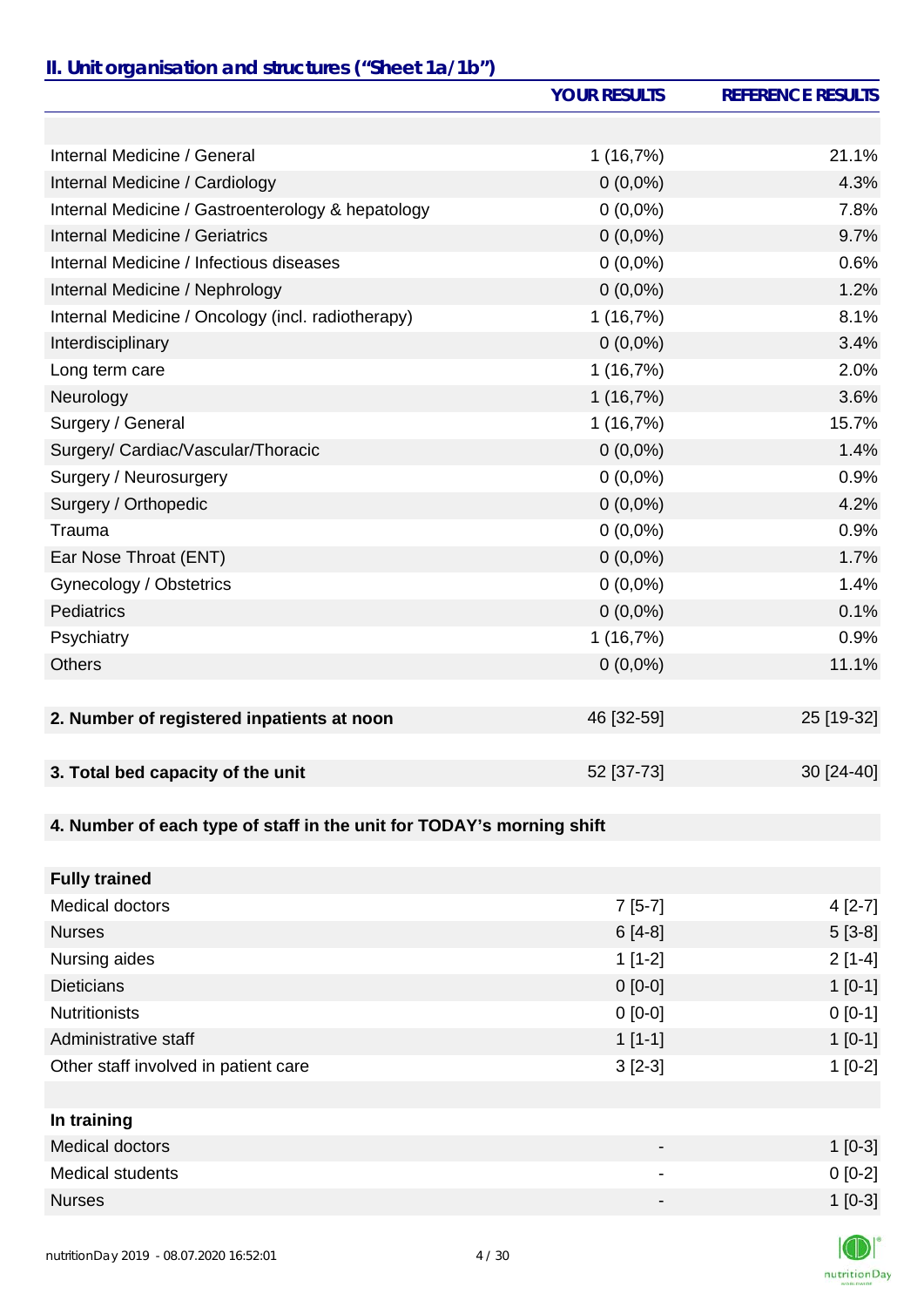## II. Unit organisation and structures ("Sheet 1a/1b")

| | YOUR RESULTS | REFERENCE RESULTS |
|---|---|---|
| | | |
| Internal Medicine / General | 1 (16,7%) | 21.1% |
| Internal Medicine / Cardiology | 0 (0,0%) | 4.3% |
| Internal Medicine / Gastroenterology & hepatology | 0 (0,0%) | 7.8% |
| Internal Medicine / Geriatrics | 0 (0,0%) | 9.7% |
| Internal Medicine / Infectious diseases | 0 (0,0%) | 0.6% |
| Internal Medicine / Nephrology | 0 (0,0%) | 1.2% |
| Internal Medicine / Oncology (incl. radiotherapy) | 1 (16,7%) | 8.1% |
| Interdisciplinary | 0 (0,0%) | 3.4% |
| Long term care | 1 (16,7%) | 2.0% |
| Neurology | 1 (16,7%) | 3.6% |
| Surgery / General | 1 (16,7%) | 15.7% |
| Surgery/ Cardiac/Vascular/Thoracic | 0 (0,0%) | 1.4% |
| Surgery / Neurosurgery | 0 (0,0%) | 0.9% |
| Surgery / Orthopedic | 0 (0,0%) | 4.2% |
| Trauma | 0 (0,0%) | 0.9% |
| Ear Nose Throat (ENT) | 0 (0,0%) | 1.7% |
| Gynecology / Obstetrics | 0 (0,0%) | 1.4% |
| Pediatrics | 0 (0,0%) | 0.1% |
| Psychiatry | 1 (16,7%) | 0.9% |
| Others | 0 (0,0%) | 11.1% |
| | | |
| **2. Number of registered inpatients at noon** | 46 [32-59] | 25 [19-32] |
| | | |
| **3. Total bed capacity of the unit** | 52 [37-73] | 30 [24-40] |
| | | |
| **4. Number of each type of staff in the unit for TODAY's morning shift** | | |
| | | |
| **Fully trained** | | |
| Medical doctors | 7 [5-7] | 4 [2-7] |
| Nurses | 6 [4-8] | 5 [3-8] |
| Nursing aides | 1 [1-2] | 2 [1-4] |
| Dieticians | 0 [0-0] | 1 [0-1] |
| Nutritionists | 0 [0-0] | 0 [0-1] |
| Administrative staff | 1 [1-1] | 1 [0-1] |
| Other staff involved in patient care | 3 [2-3] | 1 [0-2] |
| | | |
| **In training** | | |
| Medical doctors | - | 1 [0-3] |
| Medical students | - | 0 [0-2] |
| Nurses | - | 1 [0-3] |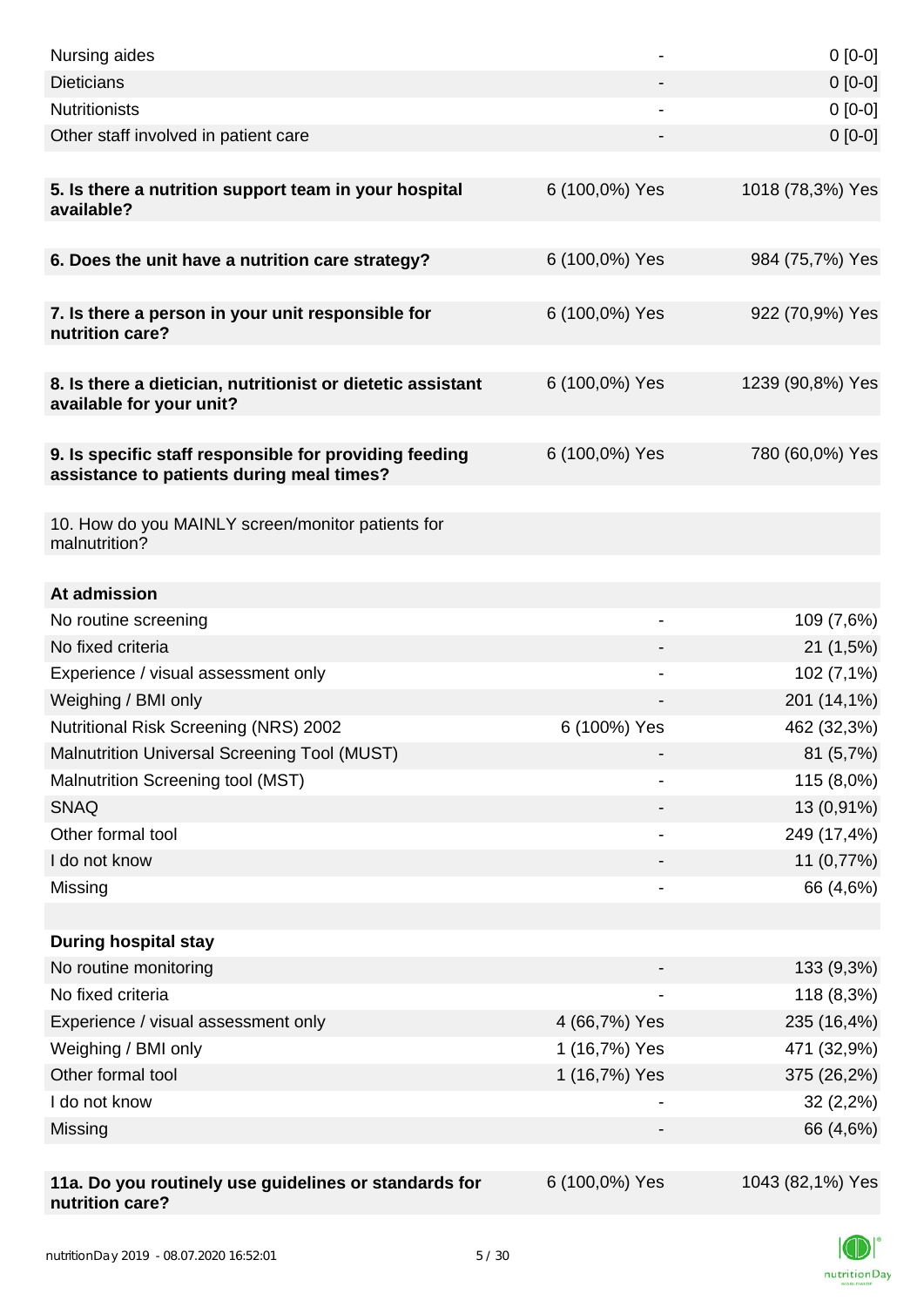| | | |
|---|---|---|
| Nursing aides | - | 0 [0-0] |
| Dieticians | - | 0 [0-0] |
| Nutritionists | - | 0 [0-0] |
| Other staff involved in patient care | - | 0 [0-0] |
| | | |
| **5. Is there a nutrition support team in your hospital available?** | 6 (100,0%) Yes | 1018 (78,3%) Yes |
| | | |
| **6. Does the unit have a nutrition care strategy?** | 6 (100,0%) Yes | 984 (75,7%) Yes |
| | | |
| **7. Is there a person in your unit responsible for nutrition care?** | 6 (100,0%) Yes | 922 (70,9%) Yes |
| | | |
| **8. Is there a dietician, nutritionist or dietetic assistant available for your unit?** | 6 (100,0%) Yes | 1239 (90,8%) Yes |
| | | |
| **9. Is specific staff responsible for providing feeding assistance to patients during meal times?** | 6 (100,0%) Yes | 780 (60,0%) Yes |
| | | |
| 10. How do you MAINLY screen/monitor patients for malnutrition? | | |
| | | |
| **At admission** | | |
| No routine screening | - | 109 (7,6%) |
| No fixed criteria | - | 21 (1,5%) |
| Experience / visual assessment only | - | 102 (7,1%) |
| Weighing / BMI only | - | 201 (14,1%) |
| Nutritional Risk Screening (NRS) 2002 | 6 (100%) Yes | 462 (32,3%) |
| Malnutrition Universal Screening Tool (MUST) | - | 81 (5,7%) |
| Malnutrition Screening tool (MST) | - | 115 (8,0%) |
| SNAQ | - | 13 (0,91%) |
| Other formal tool | - | 249 (17,4%) |
| I do not know | - | 11 (0,77%) |
| Missing | - | 66 (4,6%) |
| | | |
| **During hospital stay** | | |
| No routine monitoring | - | 133 (9,3%) |
| No fixed criteria | - | 118 (8,3%) |
| Experience / visual assessment only | 4 (66,7%) Yes | 235 (16,4%) |
| Weighing / BMI only | 1 (16,7%) Yes | 471 (32,9%) |
| Other formal tool | 1 (16,7%) Yes | 375 (26,2%) |
| I do not know | - | 32 (2,2%) |
| Missing | - | 66 (4,6%) |
| | | |
| **11a. Do you routinely use guidelines or standards for nutrition care?** | 6 (100,0%) Yes | 1043 (82,1%) Yes |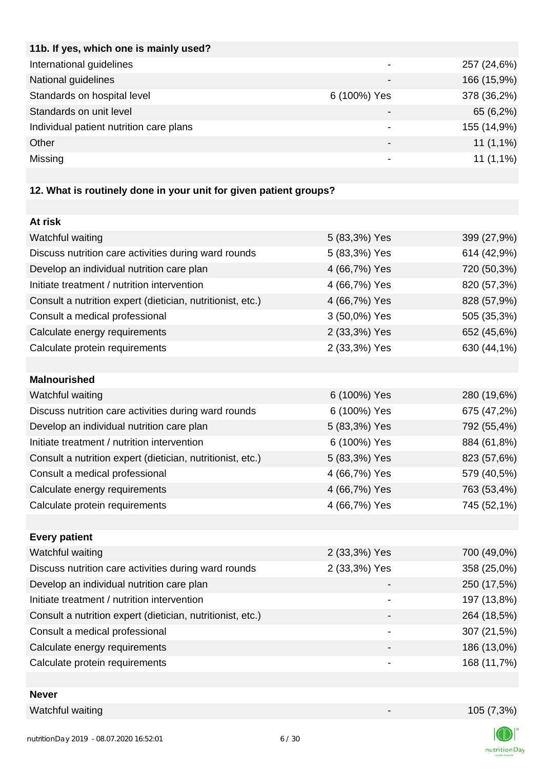| 11b. If yes, which one is mainly used? | | |
|---|---|---|
| International guidelines | - | 257 (24,6%) |
| National guidelines | - | 166 (15,9%) |
| Standards on hospital level | 6 (100%) Yes | 378 (36,2%) |
| Standards on unit level | - | 65 (6,2%) |
| Individual patient nutrition care plans | - | 155 (14,9%) |
| Other | - | 11 (1,1%) |
| Missing | - | 11 (1,1%) |

**12. What is routinely done in your unit for given patient groups?**

| At risk | | |
|---|---|---|
| Watchful waiting | 5 (83,3%) Yes | 399 (27,9%) |
| Discuss nutrition care activities during ward rounds | 5 (83,3%) Yes | 614 (42,9%) |
| Develop an individual nutrition care plan | 4 (66,7%) Yes | 720 (50,3%) |
| Initiate treatment / nutrition intervention | 4 (66,7%) Yes | 820 (57,3%) |
| Consult a nutrition expert (dietician, nutritionist, etc.) | 4 (66,7%) Yes | 828 (57,9%) |
| Consult a medical professional | 3 (50,0%) Yes | 505 (35,3%) |
| Calculate energy requirements | 2 (33,3%) Yes | 652 (45,6%) |
| Calculate protein requirements | 2 (33,3%) Yes | 630 (44,1%) |

| Malnourished | | |
|---|---|---|
| Watchful waiting | 6 (100%) Yes | 280 (19,6%) |
| Discuss nutrition care activities during ward rounds | 6 (100%) Yes | 675 (47,2%) |
| Develop an individual nutrition care plan | 5 (83,3%) Yes | 792 (55,4%) |
| Initiate treatment / nutrition intervention | 6 (100%) Yes | 884 (61,8%) |
| Consult a nutrition expert (dietician, nutritionist, etc.) | 5 (83,3%) Yes | 823 (57,6%) |
| Consult a medical professional | 4 (66,7%) Yes | 579 (40,5%) |
| Calculate energy requirements | 4 (66,7%) Yes | 763 (53,4%) |
| Calculate protein requirements | 4 (66,7%) Yes | 745 (52,1%) |

| Every patient | | |
|---|---|---|
| Watchful waiting | 2 (33,3%) Yes | 700 (49,0%) |
| Discuss nutrition care activities during ward rounds | 2 (33,3%) Yes | 358 (25,0%) |
| Develop an individual nutrition care plan | - | 250 (17,5%) |
| Initiate treatment / nutrition intervention | - | 197 (13,8%) |
| Consult a nutrition expert (dietician, nutritionist, etc.) | - | 264 (18,5%) |
| Consult a medical professional | - | 307 (21,5%) |
| Calculate energy requirements | - | 186 (13,0%) |
| Calculate protein requirements | - | 168 (11,7%) |

| Never | | |
|---|---|---|
| Watchful waiting | - | 105 (7,3%) |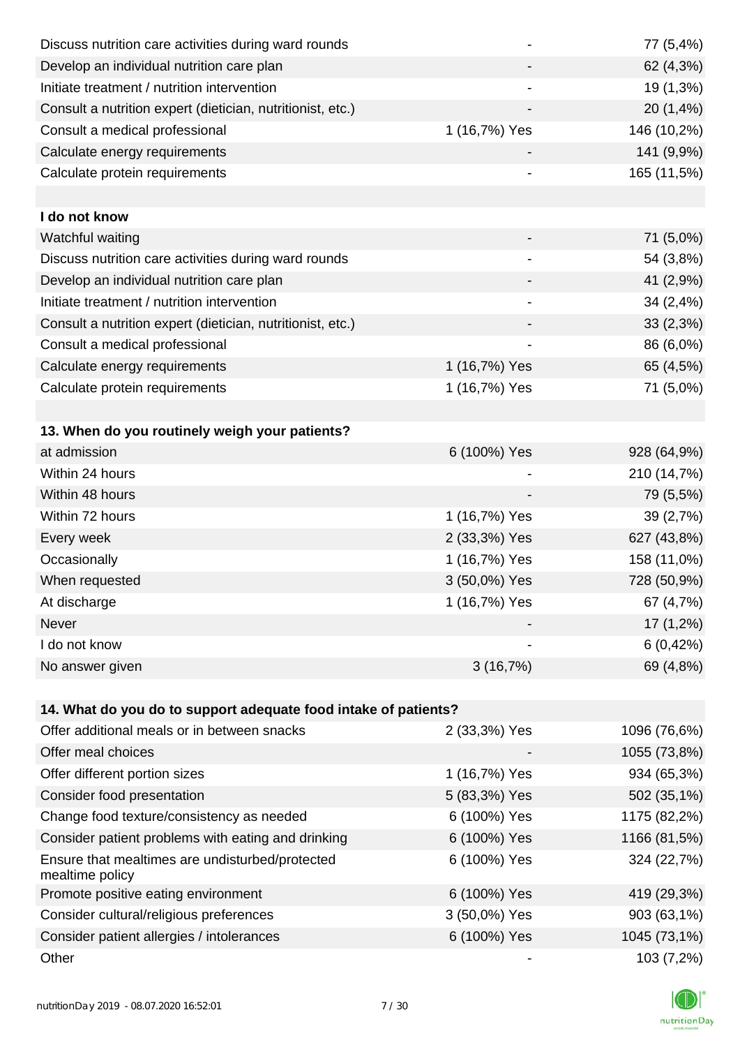| | | |
|---|---|---|
| Discuss nutrition care activities during ward rounds | - | 77 (5,4%) |
| Develop an individual nutrition care plan | - | 62 (4,3%) |
| Initiate treatment / nutrition intervention | - | 19 (1,3%) |
| Consult a nutrition expert (dietician, nutritionist, etc.) | - | 20 (1,4%) |
| Consult a medical professional | 1 (16,7%) Yes | 146 (10,2%) |
| Calculate energy requirements | - | 141 (9,9%) |
| Calculate protein requirements | - | 165 (11,5%) |
| | | |
| **I do not know** | | |
| Watchful waiting | - | 71 (5,0%) |
| Discuss nutrition care activities during ward rounds | - | 54 (3,8%) |
| Develop an individual nutrition care plan | - | 41 (2,9%) |
| Initiate treatment / nutrition intervention | - | 34 (2,4%) |
| Consult a nutrition expert (dietician, nutritionist, etc.) | - | 33 (2,3%) |
| Consult a medical professional | - | 86 (6,0%) |
| Calculate energy requirements | 1 (16,7%) Yes | 65 (4,5%) |
| Calculate protein requirements | 1 (16,7%) Yes | 71 (5,0%) |
| | | |
| **13. When do you routinely weigh your patients?** | | |
| at admission | 6 (100%) Yes | 928 (64,9%) |
| Within 24 hours | - | 210 (14,7%) |
| Within 48 hours | - | 79 (5,5%) |
| Within 72 hours | 1 (16,7%) Yes | 39 (2,7%) |
| Every week | 2 (33,3%) Yes | 627 (43,8%) |
| Occasionally | 1 (16,7%) Yes | 158 (11,0%) |
| When requested | 3 (50,0%) Yes | 728 (50,9%) |
| At discharge | 1 (16,7%) Yes | 67 (4,7%) |
| Never | - | 17 (1,2%) |
| I do not know | - | 6 (0,42%) |
| No answer given | 3 (16,7%) | 69 (4,8%) |
| | | |
| **14. What do you do to support adequate food intake of patients?** | | |
| Offer additional meals or in between snacks | 2 (33,3%) Yes | 1096 (76,6%) |
| Offer meal choices | - | 1055 (73,8%) |
| Offer different portion sizes | 1 (16,7%) Yes | 934 (65,3%) |
| Consider food presentation | 5 (83,3%) Yes | 502 (35,1%) |
| Change food texture/consistency as needed | 6 (100%) Yes | 1175 (82,2%) |
| Consider patient problems with eating and drinking | 6 (100%) Yes | 1166 (81,5%) |
| Ensure that mealtimes are undisturbed/protected mealtime policy | 6 (100%) Yes | 324 (22,7%) |
| Promote positive eating environment | 6 (100%) Yes | 419 (29,3%) |
| Consider cultural/religious preferences | 3 (50,0%) Yes | 903 (63,1%) |
| Consider patient allergies / intolerances | 6 (100%) Yes | 1045 (73,1%) |
| Other | - | 103 (7,2%) |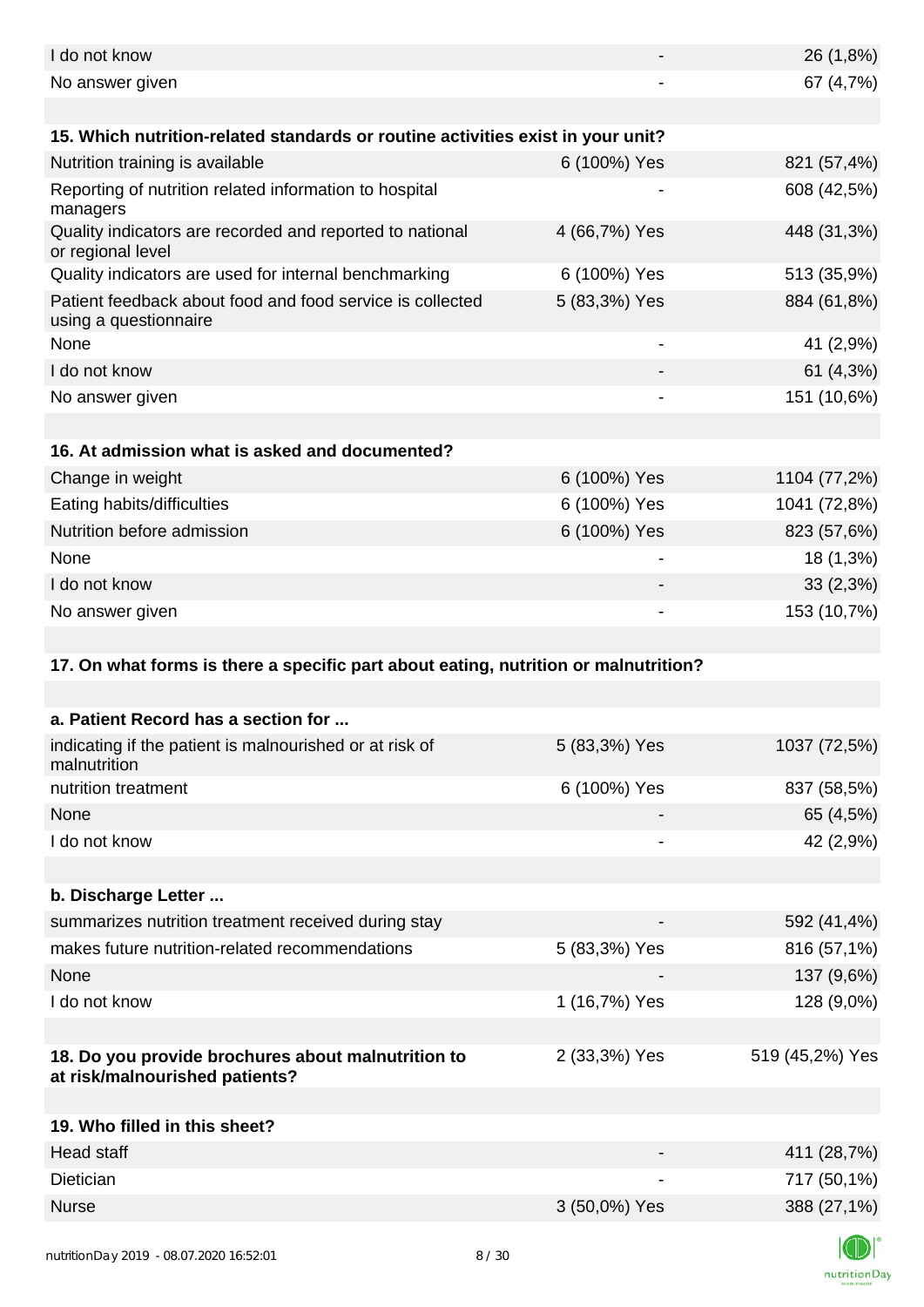| | | |
|---|---|---|
| I do not know | - | 26 (1,8%) |
| No answer given | - | 67 (4,7%) |

| **15. Which nutrition-related standards or routine activities exist in your unit?** | | |
|---|---|---|
| Nutrition training is available | 6 (100%) Yes | 821 (57,4%) |
| Reporting of nutrition related information to hospital managers | - | 608 (42,5%) |
| Quality indicators are recorded and reported to national or regional level | 4 (66,7%) Yes | 448 (31,3%) |
| Quality indicators are used for internal benchmarking | 6 (100%) Yes | 513 (35,9%) |
| Patient feedback about food and food service is collected using a questionnaire | 5 (83,3%) Yes | 884 (61,8%) |
| None | - | 41 (2,9%) |
| I do not know | - | 61 (4,3%) |
| No answer given | - | 151 (10,6%) |

| **16. At admission what is asked and documented?** | | |
|---|---|---|
| Change in weight | 6 (100%) Yes | 1104 (77,2%) |
| Eating habits/difficulties | 6 (100%) Yes | 1041 (72,8%) |
| Nutrition before admission | 6 (100%) Yes | 823 (57,6%) |
| None | - | 18 (1,3%) |
| I do not know | - | 33 (2,3%) |
| No answer given | - | 153 (10,7%) |

**17. On what forms is there a specific part about eating, nutrition or malnutrition?**

| **a. Patient Record has a section for ...** | | |
|---|---|---|
| indicating if the patient is malnourished or at risk of malnutrition | 5 (83,3%) Yes | 1037 (72,5%) |
| nutrition treatment | 6 (100%) Yes | 837 (58,5%) |
| None | - | 65 (4,5%) |
| I do not know | - | 42 (2,9%) |

| **b. Discharge Letter ...** | | |
|---|---|---|
| summarizes nutrition treatment received during stay | - | 592 (41,4%) |
| makes future nutrition-related recommendations | 5 (83,3%) Yes | 816 (57,1%) |
| None | - | 137 (9,6%) |
| I do not know | 1 (16,7%) Yes | 128 (9,0%) |

| **18. Do you provide brochures about malnutrition to at risk/malnourished patients?** | 2 (33,3%) Yes | 519 (45,2%) Yes |
|---|---|---|

| **19. Who filled in this sheet?** | | |
|---|---|---|
| Head staff | - | 411 (28,7%) |
| Dietician | - | 717 (50,1%) |
| Nurse | 3 (50,0%) Yes | 388 (27,1%) |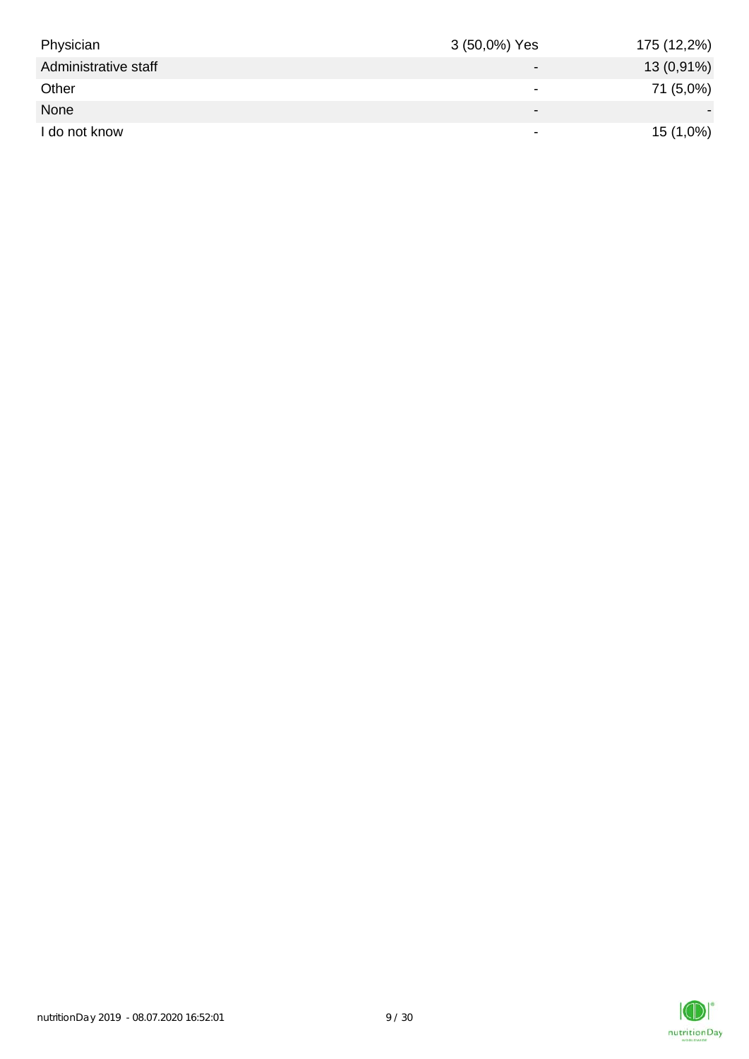|  |  |  |
|---|---|---|
| Physician | 3 (50,0%) Yes | 175 (12,2%) |
| Administrative staff | - | 13 (0,91%) |
| Other | - | 71 (5,0%) |
| None | - | - |
| I do not know | - | 15 (1,0%) |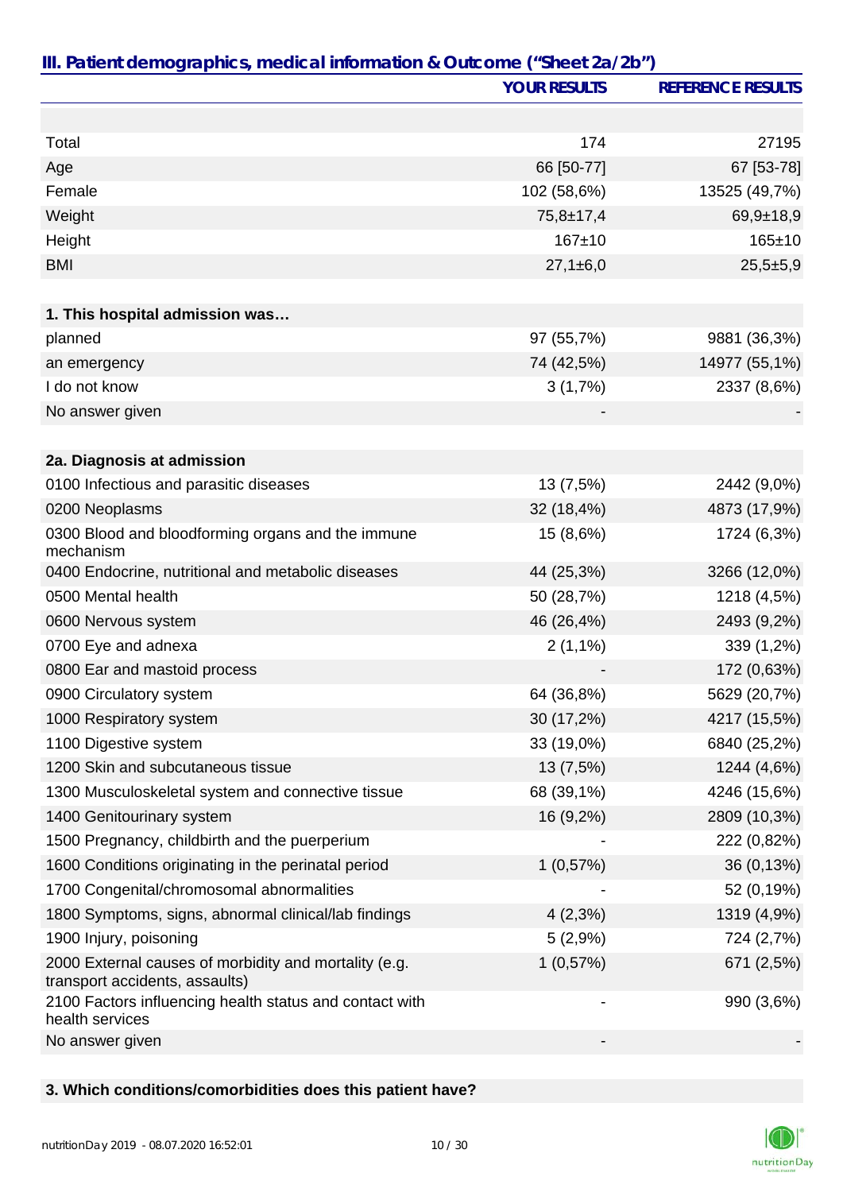## III. Patient demographics, medical information & Outcome ("Sheet 2a/2b")

| | YOUR RESULTS | REFERENCE RESULTS |
|---|---|---|
| | | |
| Total | 174 | 27195 |
| Age | 66 [50-77] | 67 [53-78] |
| Female | 102 (58,6%) | 13525 (49,7%) |
| Weight | 75,8±17,4 | 69,9±18,9 |
| Height | 167±10 | 165±10 |
| BMI | 27,1±6,0 | 25,5±5,9 |
| | | |
| **1. This hospital admission was…** | | |
| planned | 97 (55,7%) | 9881 (36,3%) |
| an emergency | 74 (42,5%) | 14977 (55,1%) |
| I do not know | 3 (1,7%) | 2337 (8,6%) |
| No answer given | - | - |
| | | |
| **2a. Diagnosis at admission** | | |
| 0100 Infectious and parasitic diseases | 13 (7,5%) | 2442 (9,0%) |
| 0200 Neoplasms | 32 (18,4%) | 4873 (17,9%) |
| 0300 Blood and bloodforming organs and the immune mechanism | 15 (8,6%) | 1724 (6,3%) |
| 0400 Endocrine, nutritional and metabolic diseases | 44 (25,3%) | 3266 (12,0%) |
| 0500 Mental health | 50 (28,7%) | 1218 (4,5%) |
| 0600 Nervous system | 46 (26,4%) | 2493 (9,2%) |
| 0700 Eye and adnexa | 2 (1,1%) | 339 (1,2%) |
| 0800 Ear and mastoid process | - | 172 (0,63%) |
| 0900 Circulatory system | 64 (36,8%) | 5629 (20,7%) |
| 1000 Respiratory system | 30 (17,2%) | 4217 (15,5%) |
| 1100 Digestive system | 33 (19,0%) | 6840 (25,2%) |
| 1200 Skin and subcutaneous tissue | 13 (7,5%) | 1244 (4,6%) |
| 1300 Musculoskeletal system and connective tissue | 68 (39,1%) | 4246 (15,6%) |
| 1400 Genitourinary system | 16 (9,2%) | 2809 (10,3%) |
| 1500 Pregnancy, childbirth and the puerperium | - | 222 (0,82%) |
| 1600 Conditions originating in the perinatal period | 1 (0,57%) | 36 (0,13%) |
| 1700 Congenital/chromosomal abnormalities | - | 52 (0,19%) |
| 1800 Symptoms, signs, abnormal clinical/lab findings | 4 (2,3%) | 1319 (4,9%) |
| 1900 Injury, poisoning | 5 (2,9%) | 724 (2,7%) |
| 2000 External causes of morbidity and mortality (e.g. transport accidents, assaults) | 1 (0,57%) | 671 (2,5%) |
| 2100 Factors influencing health status and contact with health services | - | 990 (3,6%) |
| No answer given | - | - |
| | | |
| **3. Which conditions/comorbidities does this patient have?** | | |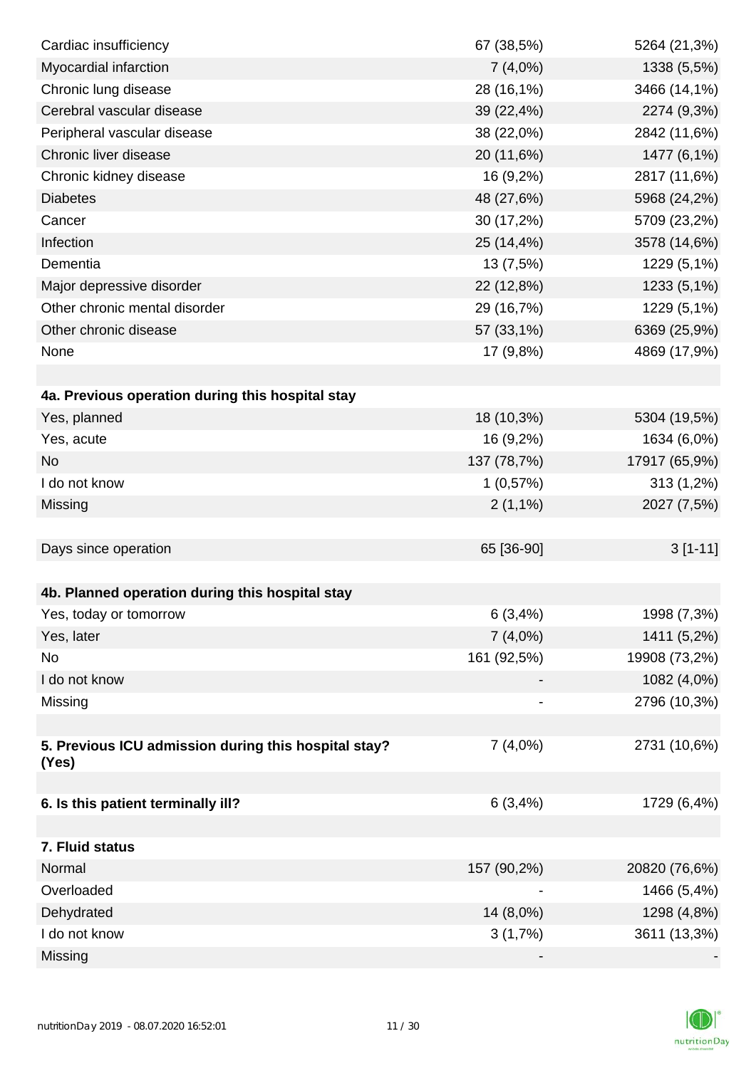| | | |
|---|---|---|
| Cardiac insufficiency | 67 (38,5%) | 5264 (21,3%) |
| Myocardial infarction | 7 (4,0%) | 1338 (5,5%) |
| Chronic lung disease | 28 (16,1%) | 3466 (14,1%) |
| Cerebral vascular disease | 39 (22,4%) | 2274 (9,3%) |
| Peripheral vascular disease | 38 (22,0%) | 2842 (11,6%) |
| Chronic liver disease | 20 (11,6%) | 1477 (6,1%) |
| Chronic kidney disease | 16 (9,2%) | 2817 (11,6%) |
| Diabetes | 48 (27,6%) | 5968 (24,2%) |
| Cancer | 30 (17,2%) | 5709 (23,2%) |
| Infection | 25 (14,4%) | 3578 (14,6%) |
| Dementia | 13 (7,5%) | 1229 (5,1%) |
| Major depressive disorder | 22 (12,8%) | 1233 (5,1%) |
| Other chronic mental disorder | 29 (16,7%) | 1229 (5,1%) |
| Other chronic disease | 57 (33,1%) | 6369 (25,9%) |
| None | 17 (9,8%) | 4869 (17,9%) |
| | | |
| **4a. Previous operation during this hospital stay** | | |
| Yes, planned | 18 (10,3%) | 5304 (19,5%) |
| Yes, acute | 16 (9,2%) | 1634 (6,0%) |
| No | 137 (78,7%) | 17917 (65,9%) |
| I do not know | 1 (0,57%) | 313 (1,2%) |
| Missing | 2 (1,1%) | 2027 (7,5%) |
| | | |
| Days since operation | 65 [36-90] | 3 [1-11] |
| | | |
| **4b. Planned operation during this hospital stay** | | |
| Yes, today or tomorrow | 6 (3,4%) | 1998 (7,3%) |
| Yes, later | 7 (4,0%) | 1411 (5,2%) |
| No | 161 (92,5%) | 19908 (73,2%) |
| I do not know | - | 1082 (4,0%) |
| Missing | - | 2796 (10,3%) |
| | | |
| **5. Previous ICU admission during this hospital stay? (Yes)** | 7 (4,0%) | 2731 (10,6%) |
| | | |
| **6. Is this patient terminally ill?** | 6 (3,4%) | 1729 (6,4%) |
| | | |
| **7. Fluid status** | | |
| Normal | 157 (90,2%) | 20820 (76,6%) |
| Overloaded | - | 1466 (5,4%) |
| Dehydrated | 14 (8,0%) | 1298 (4,8%) |
| I do not know | 3 (1,7%) | 3611 (13,3%) |
| Missing | - | - |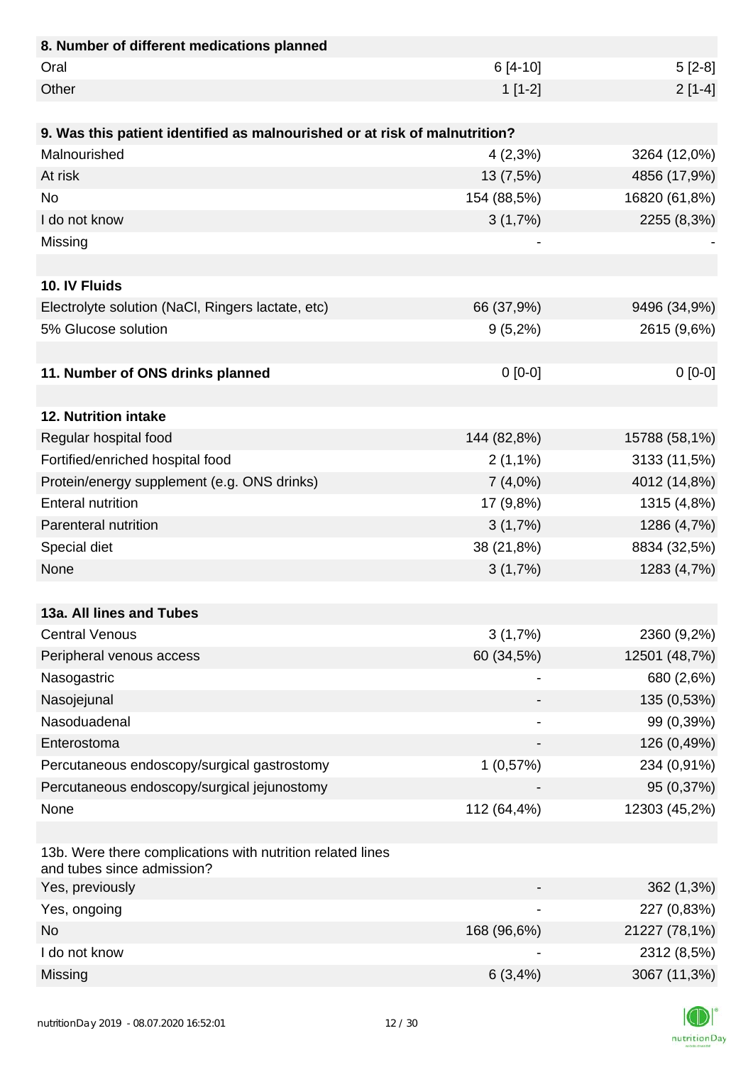| 8. Number of different medications planned | | |
|---|---|---|
| Oral | 6 [4-10] | 5 [2-8] |
| Other | 1 [1-2] | 2 [1-4] |

| 9. Was this patient identified as malnourished or at risk of malnutrition? | | |
|---|---|---|
| Malnourished | 4 (2,3%) | 3264 (12,0%) |
| At risk | 13 (7,5%) | 4856 (17,9%) |
| No | 154 (88,5%) | 16820 (61,8%) |
| I do not know | 3 (1,7%) | 2255 (8,3%) |
| Missing | - | - |

| 10. IV Fluids | | |
|---|---|---|
| Electrolyte solution (NaCl, Ringers lactate, etc) | 66 (37,9%) | 9496 (34,9%) |
| 5% Glucose solution | 9 (5,2%) | 2615 (9,6%) |

| 11. Number of ONS drinks planned | 0 [0-0] | 0 [0-0] |
|---|---|---|

| 12. Nutrition intake | | |
|---|---|---|
| Regular hospital food | 144 (82,8%) | 15788 (58,1%) |
| Fortified/enriched hospital food | 2 (1,1%) | 3133 (11,5%) |
| Protein/energy supplement (e.g. ONS drinks) | 7 (4,0%) | 4012 (14,8%) |
| Enteral nutrition | 17 (9,8%) | 1315 (4,8%) |
| Parenteral nutrition | 3 (1,7%) | 1286 (4,7%) |
| Special diet | 38 (21,8%) | 8834 (32,5%) |
| None | 3 (1,7%) | 1283 (4,7%) |

| 13a. All lines and Tubes | | |
|---|---|---|
| Central Venous | 3 (1,7%) | 2360 (9,2%) |
| Peripheral venous access | 60 (34,5%) | 12501 (48,7%) |
| Nasogastric | - | 680 (2,6%) |
| Nasojejunal | - | 135 (0,53%) |
| Nasoduadenal | - | 99 (0,39%) |
| Enterostoma | - | 126 (0,49%) |
| Percutaneous endoscopy/surgical gastrostomy | 1 (0,57%) | 234 (0,91%) |
| Percutaneous endoscopy/surgical jejunostomy | - | 95 (0,37%) |
| None | 112 (64,4%) | 12303 (45,2%) |

| 13b. Were there complications with nutrition related lines and tubes since admission? | | |
|---|---|---|
| Yes, previously | - | 362 (1,3%) |
| Yes, ongoing | - | 227 (0,83%) |
| No | 168 (96,6%) | 21227 (78,1%) |
| I do not know | - | 2312 (8,5%) |
| Missing | 6 (3,4%) | 3067 (11,3%) |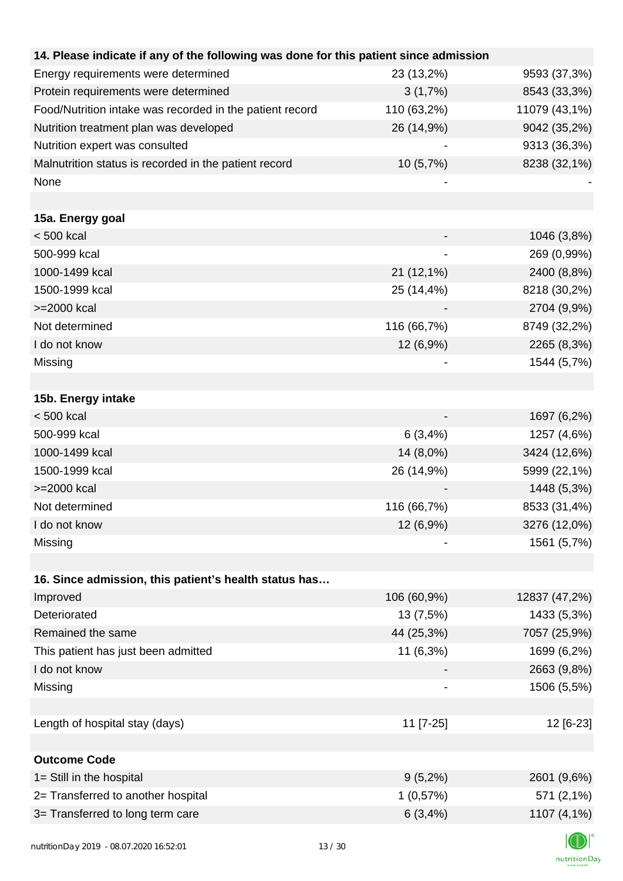| 14. Please indicate if any of the following was done for this patient since admission | | |
|---|---|---|
| Energy requirements were determined | 23 (13,2%) | 9593 (37,3%) |
| Protein requirements were determined | 3 (1,7%) | 8543 (33,3%) |
| Food/Nutrition intake was recorded in the patient record | 110 (63,2%) | 11079 (43,1%) |
| Nutrition treatment plan was developed | 26 (14,9%) | 9042 (35,2%) |
| Nutrition expert was consulted | - | 9313 (36,3%) |
| Malnutrition status is recorded in the patient record | 10 (5,7%) | 8238 (32,1%) |
| None | - | - |
| | | |
| **15a. Energy goal** | | |
| < 500 kcal | - | 1046 (3,8%) |
| 500-999 kcal | - | 269 (0,99%) |
| 1000-1499 kcal | 21 (12,1%) | 2400 (8,8%) |
| 1500-1999 kcal | 25 (14,4%) | 8218 (30,2%) |
| >=2000 kcal | - | 2704 (9,9%) |
| Not determined | 116 (66,7%) | 8749 (32,2%) |
| I do not know | 12 (6,9%) | 2265 (8,3%) |
| Missing | - | 1544 (5,7%) |
| | | |
| **15b. Energy intake** | | |
| < 500 kcal | - | 1697 (6,2%) |
| 500-999 kcal | 6 (3,4%) | 1257 (4,6%) |
| 1000-1499 kcal | 14 (8,0%) | 3424 (12,6%) |
| 1500-1999 kcal | 26 (14,9%) | 5999 (22,1%) |
| >=2000 kcal | - | 1448 (5,3%) |
| Not determined | 116 (66,7%) | 8533 (31,4%) |
| I do not know | 12 (6,9%) | 3276 (12,0%) |
| Missing | - | 1561 (5,7%) |
| | | |
| **16. Since admission, this patient's health status has…** | | |
| Improved | 106 (60,9%) | 12837 (47,2%) |
| Deteriorated | 13 (7,5%) | 1433 (5,3%) |
| Remained the same | 44 (25,3%) | 7057 (25,9%) |
| This patient has just been admitted | 11 (6,3%) | 1699 (6,2%) |
| I do not know | - | 2663 (9,8%) |
| Missing | - | 1506 (5,5%) |
| | | |
| Length of hospital stay (days) | 11 [7-25] | 12 [6-23] |
| | | |
| **Outcome Code** | | |
| 1= Still in the hospital | 9 (5,2%) | 2601 (9,6%) |
| 2= Transferred to another hospital | 1 (0,57%) | 571 (2,1%) |
| 3= Transferred to long term care | 6 (3,4%) | 1107 (4,1%) |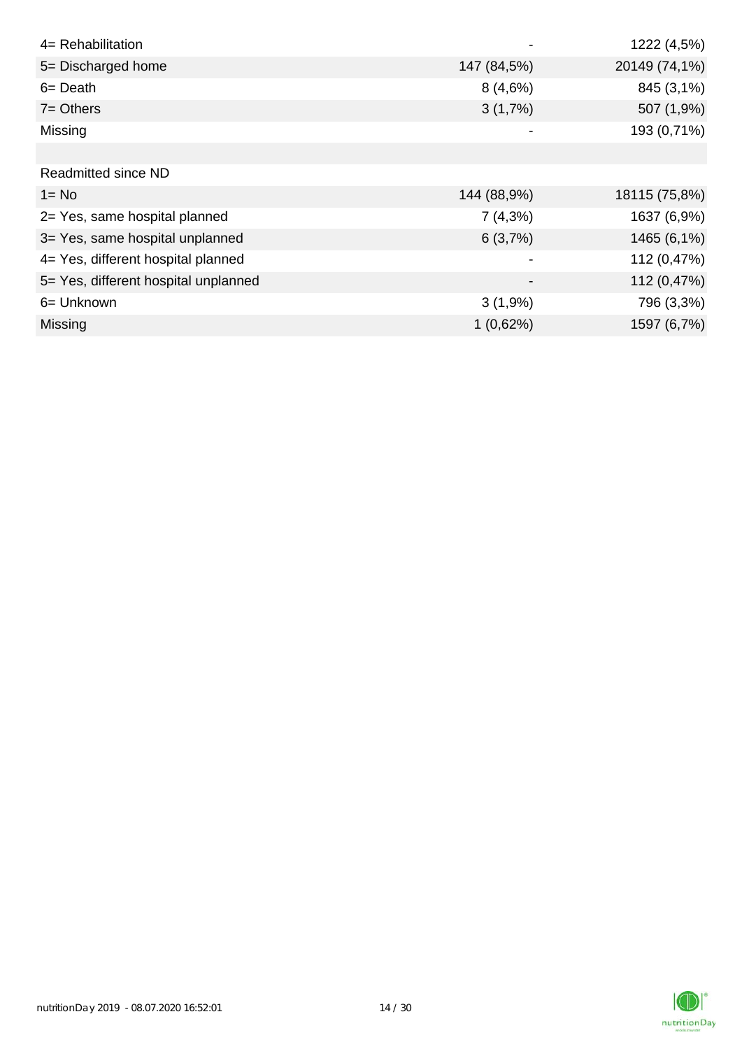| | | |
|---|---|---|
| 4= Rehabilitation | - | 1222 (4,5%) |
| 5= Discharged home | 147 (84,5%) | 20149 (74,1%) |
| 6= Death | 8 (4,6%) | 845 (3,1%) |
| 7= Others | 3 (1,7%) | 507 (1,9%) |
| Missing | - | 193 (0,71%) |
| | | |
| Readmitted since ND | | |
| 1= No | 144 (88,9%) | 18115 (75,8%) |
| 2= Yes, same hospital planned | 7 (4,3%) | 1637 (6,9%) |
| 3= Yes, same hospital unplanned | 6 (3,7%) | 1465 (6,1%) |
| 4= Yes, different hospital planned | - | 112 (0,47%) |
| 5= Yes, different hospital unplanned | - | 112 (0,47%) |
| 6= Unknown | 3 (1,9%) | 796 (3,3%) |
| Missing | 1 (0,62%) | 1597 (6,7%) |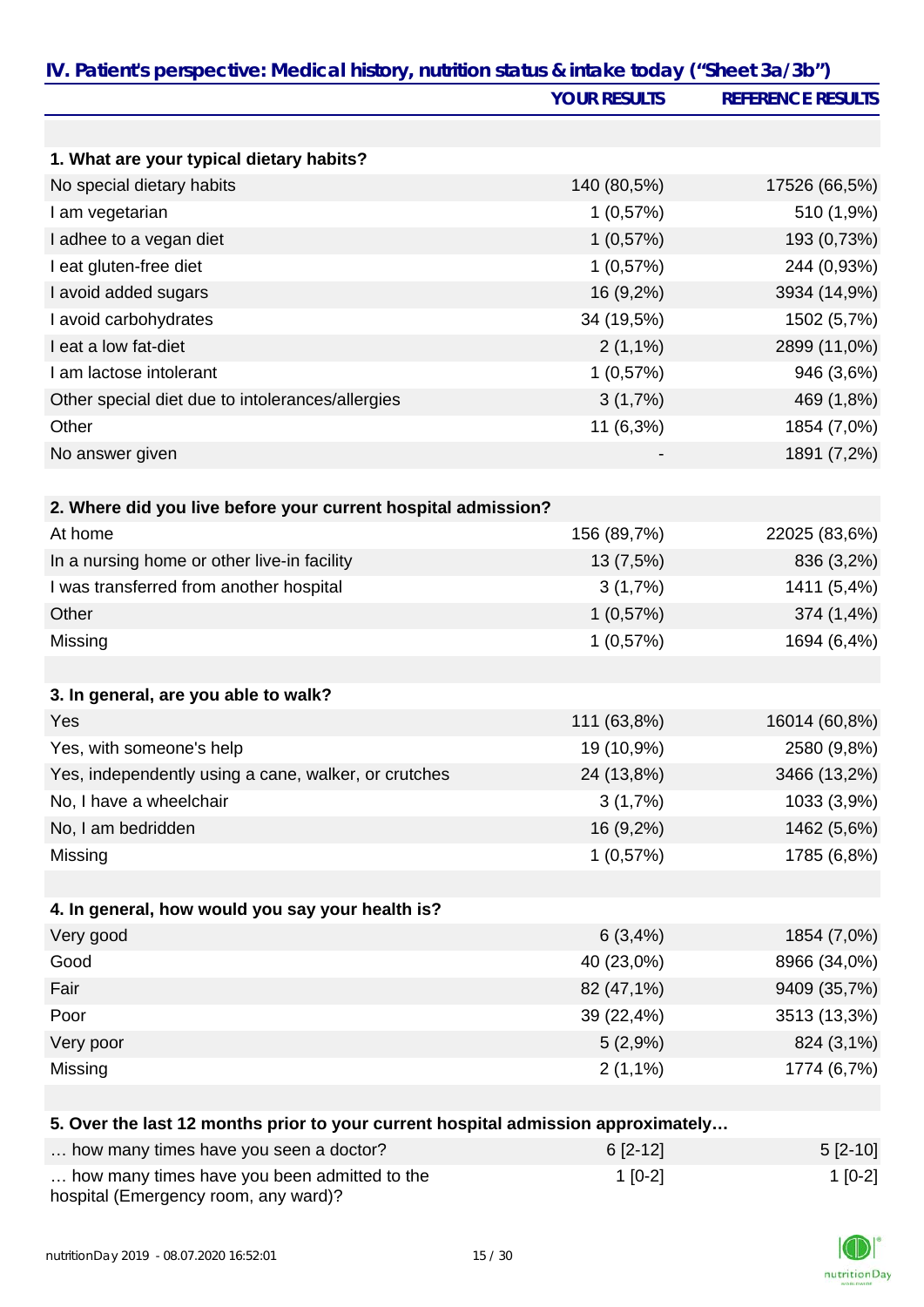## IV. Patient's perspective: Medical history, nutrition status & intake today ("Sheet 3a/3b")

| | YOUR RESULTS | REFERENCE RESULTS |
|---|---|---|
| **1. What are your typical dietary habits?** | | |
| No special dietary habits | 140 (80,5%) | 17526 (66,5%) |
| I am vegetarian | 1 (0,57%) | 510 (1,9%) |
| I adhee to a vegan diet | 1 (0,57%) | 193 (0,73%) |
| I eat gluten-free diet | 1 (0,57%) | 244 (0,93%) |
| I avoid added sugars | 16 (9,2%) | 3934 (14,9%) |
| I avoid carbohydrates | 34 (19,5%) | 1502 (5,7%) |
| I eat a low fat-diet | 2 (1,1%) | 2899 (11,0%) |
| I am lactose intolerant | 1 (0,57%) | 946 (3,6%) |
| Other special diet due to intolerances/allergies | 3 (1,7%) | 469 (1,8%) |
| Other | 11 (6,3%) | 1854 (7,0%) |
| No answer given | - | 1891 (7,2%) |
| **2. Where did you live before your current hospital admission?** | | |
| At home | 156 (89,7%) | 22025 (83,6%) |
| In a nursing home or other live-in facility | 13 (7,5%) | 836 (3,2%) |
| I was transferred from another hospital | 3 (1,7%) | 1411 (5,4%) |
| Other | 1 (0,57%) | 374 (1,4%) |
| Missing | 1 (0,57%) | 1694 (6,4%) |
| **3. In general, are you able to walk?** | | |
| Yes | 111 (63,8%) | 16014 (60,8%) |
| Yes, with someone's help | 19 (10,9%) | 2580 (9,8%) |
| Yes, independently using a cane, walker, or crutches | 24 (13,8%) | 3466 (13,2%) |
| No, I have a wheelchair | 3 (1,7%) | 1033 (3,9%) |
| No, I am bedridden | 16 (9,2%) | 1462 (5,6%) |
| Missing | 1 (0,57%) | 1785 (6,8%) |
| **4. In general, how would you say your health is?** | | |
| Very good | 6 (3,4%) | 1854 (7,0%) |
| Good | 40 (23,0%) | 8966 (34,0%) |
| Fair | 82 (47,1%) | 9409 (35,7%) |
| Poor | 39 (22,4%) | 3513 (13,3%) |
| Very poor | 5 (2,9%) | 824 (3,1%) |
| Missing | 2 (1,1%) | 1774 (6,7%) |
| **5. Over the last 12 months prior to your current hospital admission approximately…** | | |
| … how many times have you seen a doctor? | 6 [2-12] | 5 [2-10] |
| … how many times have you been admitted to the hospital (Emergency room, any ward)? | 1 [0-2] | 1 [0-2] |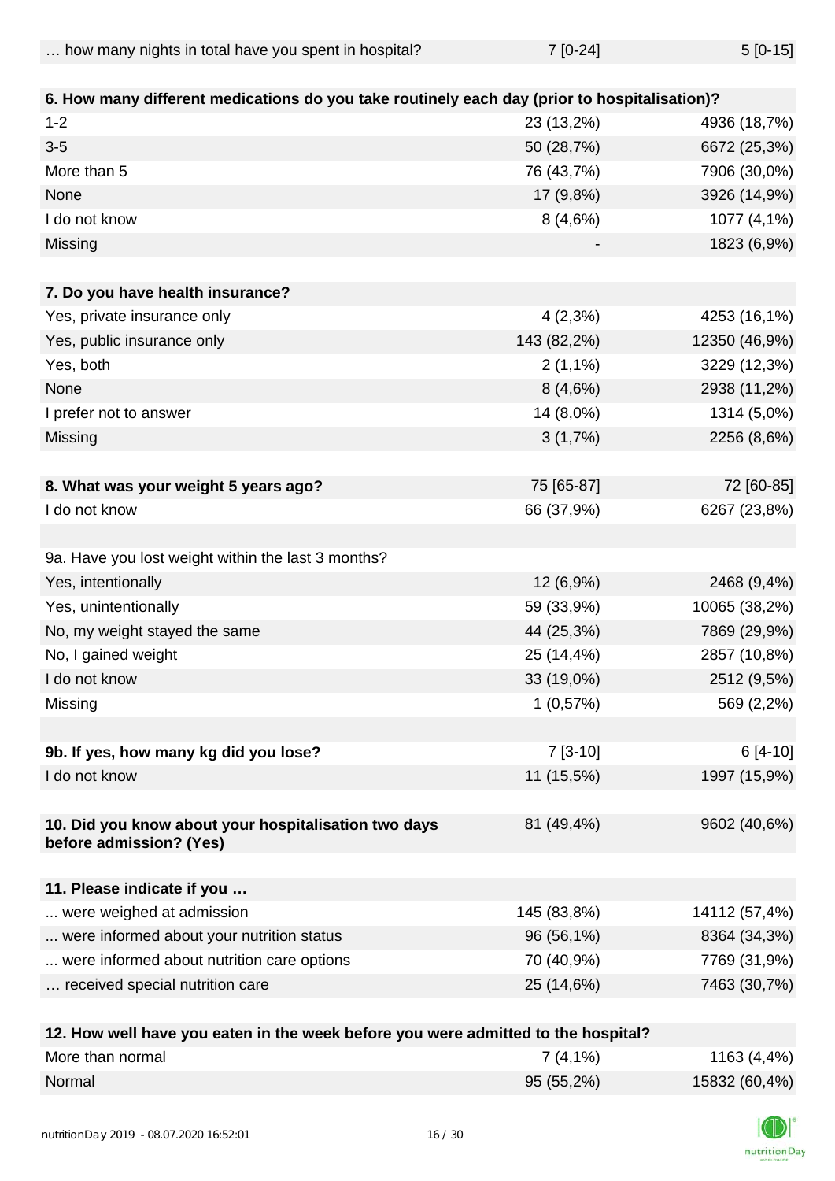| … how many nights in total have you spent in hospital? | 7 [0-24] | 5 [0-15] |
|---|---|---|
| **6. How many different medications do you take routinely each day (prior to hospitalisation)?** | | |
| 1-2 | 23 (13,2%) | 4936 (18,7%) |
| 3-5 | 50 (28,7%) | 6672 (25,3%) |
| More than 5 | 76 (43,7%) | 7906 (30,0%) |
| None | 17 (9,8%) | 3926 (14,9%) |
| I do not know | 8 (4,6%) | 1077 (4,1%) |
| Missing | - | 1823 (6,9%) |
| **7. Do you have health insurance?** | | |
| Yes, private insurance only | 4 (2,3%) | 4253 (16,1%) |
| Yes, public insurance only | 143 (82,2%) | 12350 (46,9%) |
| Yes, both | 2 (1,1%) | 3229 (12,3%) |
| None | 8 (4,6%) | 2938 (11,2%) |
| I prefer not to answer | 14 (8,0%) | 1314 (5,0%) |
| Missing | 3 (1,7%) | 2256 (8,6%) |
| **8. What was your weight 5 years ago?** | 75 [65-87] | 72 [60-85] |
| I do not know | 66 (37,9%) | 6267 (23,8%) |
| 9a. Have you lost weight within the last 3 months? | | |
| Yes, intentionally | 12 (6,9%) | 2468 (9,4%) |
| Yes, unintentionally | 59 (33,9%) | 10065 (38,2%) |
| No, my weight stayed the same | 44 (25,3%) | 7869 (29,9%) |
| No, I gained weight | 25 (14,4%) | 2857 (10,8%) |
| I do not know | 33 (19,0%) | 2512 (9,5%) |
| Missing | 1 (0,57%) | 569 (2,2%) |
| **9b. If yes, how many kg did you lose?** | 7 [3-10] | 6 [4-10] |
| I do not know | 11 (15,5%) | 1997 (15,9%) |
| **10. Did you know about your hospitalisation two days before admission? (Yes)** | 81 (49,4%) | 9602 (40,6%) |
| **11. Please indicate if you …** | | |
| ... were weighed at admission | 145 (83,8%) | 14112 (57,4%) |
| ... were informed about your nutrition status | 96 (56,1%) | 8364 (34,3%) |
| ... were informed about nutrition care options | 70 (40,9%) | 7769 (31,9%) |
| … received special nutrition care | 25 (14,6%) | 7463 (30,7%) |
| **12. How well have you eaten in the week before you were admitted to the hospital?** | | |
| More than normal | 7 (4,1%) | 1163 (4,4%) |
| Normal | 95 (55,2%) | 15832 (60,4%) |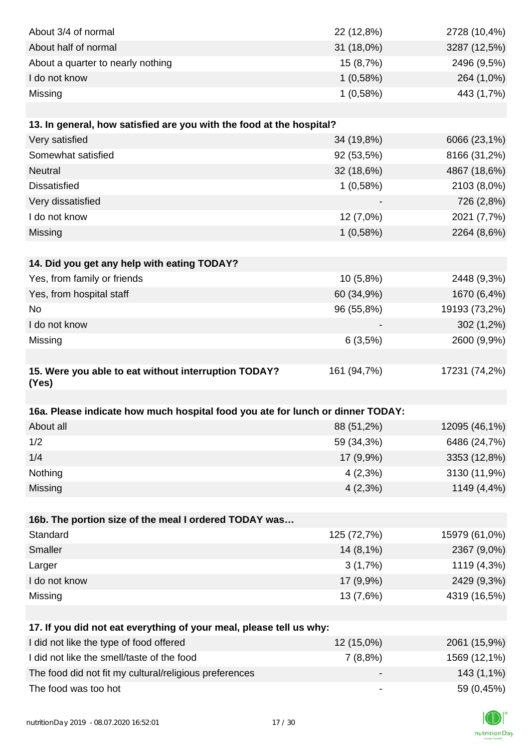| | | |
|---|---|---|
| About 3/4 of normal | 22 (12,8%) | 2728 (10,4%) |
| About half of normal | 31 (18,0%) | 3287 (12,5%) |
| About a quarter to nearly nothing | 15 (8,7%) | 2496 (9,5%) |
| I do not know | 1 (0,58%) | 264 (1,0%) |
| Missing | 1 (0,58%) | 443 (1,7%) |

| **13. In general, how satisfied are you with the food at the hospital?** | | |
|---|---|---|
| Very satisfied | 34 (19,8%) | 6066 (23,1%) |
| Somewhat satisfied | 92 (53,5%) | 8166 (31,2%) |
| Neutral | 32 (18,6%) | 4867 (18,6%) |
| Dissatisfied | 1 (0,58%) | 2103 (8,0%) |
| Very dissatisfied | - | 726 (2,8%) |
| I do not know | 12 (7,0%) | 2021 (7,7%) |
| Missing | 1 (0,58%) | 2264 (8,6%) |

| **14. Did you get any help with eating TODAY?** | | |
|---|---|---|
| Yes, from family or friends | 10 (5,8%) | 2448 (9,3%) |
| Yes, from hospital staff | 60 (34,9%) | 1670 (6,4%) |
| No | 96 (55,8%) | 19193 (73,2%) |
| I do not know | - | 302 (1,2%) |
| Missing | 6 (3,5%) | 2600 (9,9%) |

| **15. Were you able to eat without interruption TODAY? (Yes)** | 161 (94,7%) | 17231 (74,2%) |
|---|---|---|

| **16a. Please indicate how much hospital food you ate for lunch or dinner TODAY:** | | |
|---|---|---|
| About all | 88 (51,2%) | 12095 (46,1%) |
| 1/2 | 59 (34,3%) | 6486 (24,7%) |
| 1/4 | 17 (9,9%) | 3353 (12,8%) |
| Nothing | 4 (2,3%) | 3130 (11,9%) |
| Missing | 4 (2,3%) | 1149 (4,4%) |

| **16b. The portion size of the meal I ordered TODAY was…** | | |
|---|---|---|
| Standard | 125 (72,7%) | 15979 (61,0%) |
| Smaller | 14 (8,1%) | 2367 (9,0%) |
| Larger | 3 (1,7%) | 1119 (4,3%) |
| I do not know | 17 (9,9%) | 2429 (9,3%) |
| Missing | 13 (7,6%) | 4319 (16,5%) |

| **17. If you did not eat everything of your meal, please tell us why:** | | |
|---|---|---|
| I did not like the type of food offered | 12 (15,0%) | 2061 (15,9%) |
| I did not like the smell/taste of the food | 7 (8,8%) | 1569 (12,1%) |
| The food did not fit my cultural/religious preferences | - | 143 (1,1%) |
| The food was too hot | - | 59 (0,45%) |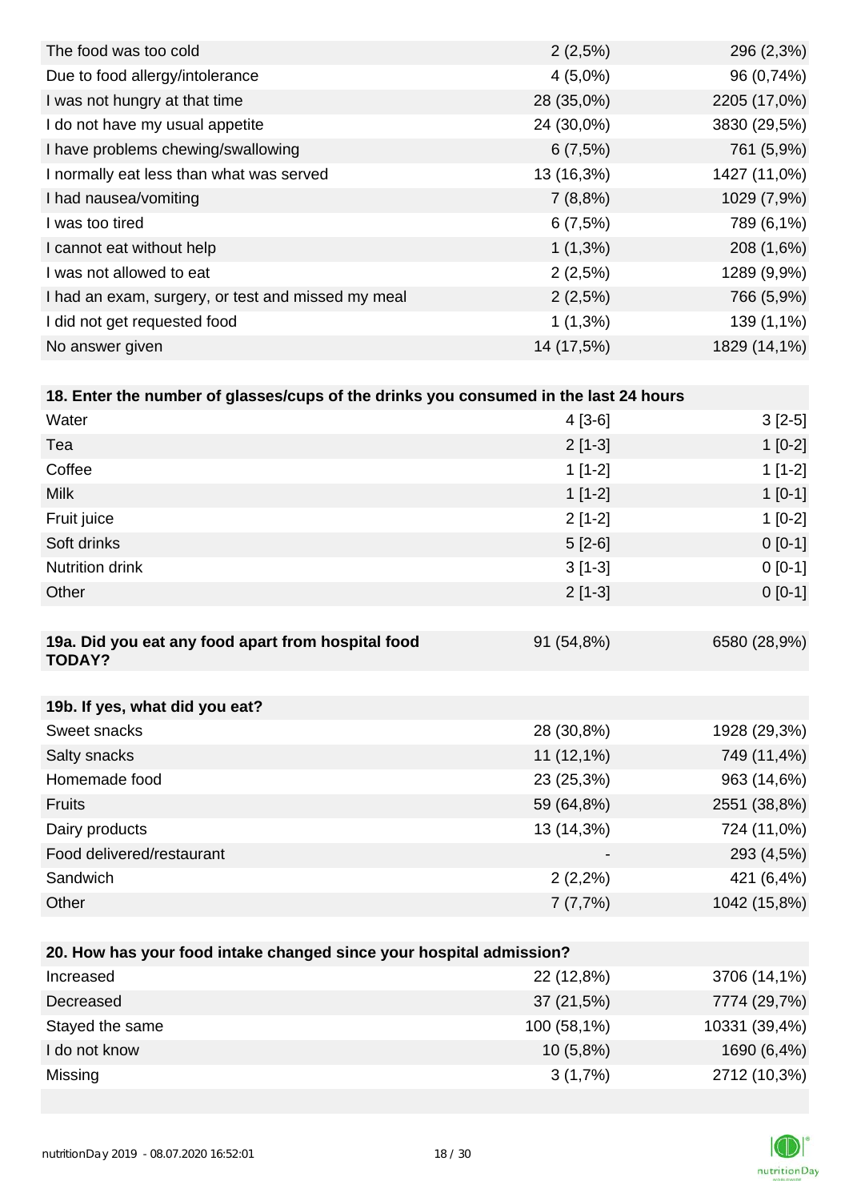| | | |
|---|---|---|
| The food was too cold | 2 (2,5%) | 296 (2,3%) |
| Due to food allergy/intolerance | 4 (5,0%) | 96 (0,74%) |
| I was not hungry at that time | 28 (35,0%) | 2205 (17,0%) |
| I do not have my usual appetite | 24 (30,0%) | 3830 (29,5%) |
| I have problems chewing/swallowing | 6 (7,5%) | 761 (5,9%) |
| I normally eat less than what was served | 13 (16,3%) | 1427 (11,0%) |
| I had nausea/vomiting | 7 (8,8%) | 1029 (7,9%) |
| I was too tired | 6 (7,5%) | 789 (6,1%) |
| I cannot eat without help | 1 (1,3%) | 208 (1,6%) |
| I was not allowed to eat | 2 (2,5%) | 1289 (9,9%) |
| I had an exam, surgery, or test and missed my meal | 2 (2,5%) | 766 (5,9%) |
| I did not get requested food | 1 (1,3%) | 139 (1,1%) |
| No answer given | 14 (17,5%) | 1829 (14,1%) |

| 18. Enter the number of glasses/cups of the drinks you consumed in the last 24 hours | | |
|---|---|---|
| Water | 4 [3-6] | 3 [2-5] |
| Tea | 2 [1-3] | 1 [0-2] |
| Coffee | 1 [1-2] | 1 [1-2] |
| Milk | 1 [1-2] | 1 [0-1] |
| Fruit juice | 2 [1-2] | 1 [0-2] |
| Soft drinks | 5 [2-6] | 0 [0-1] |
| Nutrition drink | 3 [1-3] | 0 [0-1] |
| Other | 2 [1-3] | 0 [0-1] |

| 19a. Did you eat any food apart from hospital food TODAY? | 91 (54,8%) | 6580 (28,9%) |
|---|---|---|

| 19b. If yes, what did you eat? | | |
|---|---|---|
| Sweet snacks | 28 (30,8%) | 1928 (29,3%) |
| Salty snacks | 11 (12,1%) | 749 (11,4%) |
| Homemade food | 23 (25,3%) | 963 (14,6%) |
| Fruits | 59 (64,8%) | 2551 (38,8%) |
| Dairy products | 13 (14,3%) | 724 (11,0%) |
| Food delivered/restaurant | - | 293 (4,5%) |
| Sandwich | 2 (2,2%) | 421 (6,4%) |
| Other | 7 (7,7%) | 1042 (15,8%) |

| 20. How has your food intake changed since your hospital admission? | | |
|---|---|---|
| Increased | 22 (12,8%) | 3706 (14,1%) |
| Decreased | 37 (21,5%) | 7774 (29,7%) |
| Stayed the same | 100 (58,1%) | 10331 (39,4%) |
| I do not know | 10 (5,8%) | 1690 (6,4%) |
| Missing | 3 (1,7%) | 2712 (10,3%) |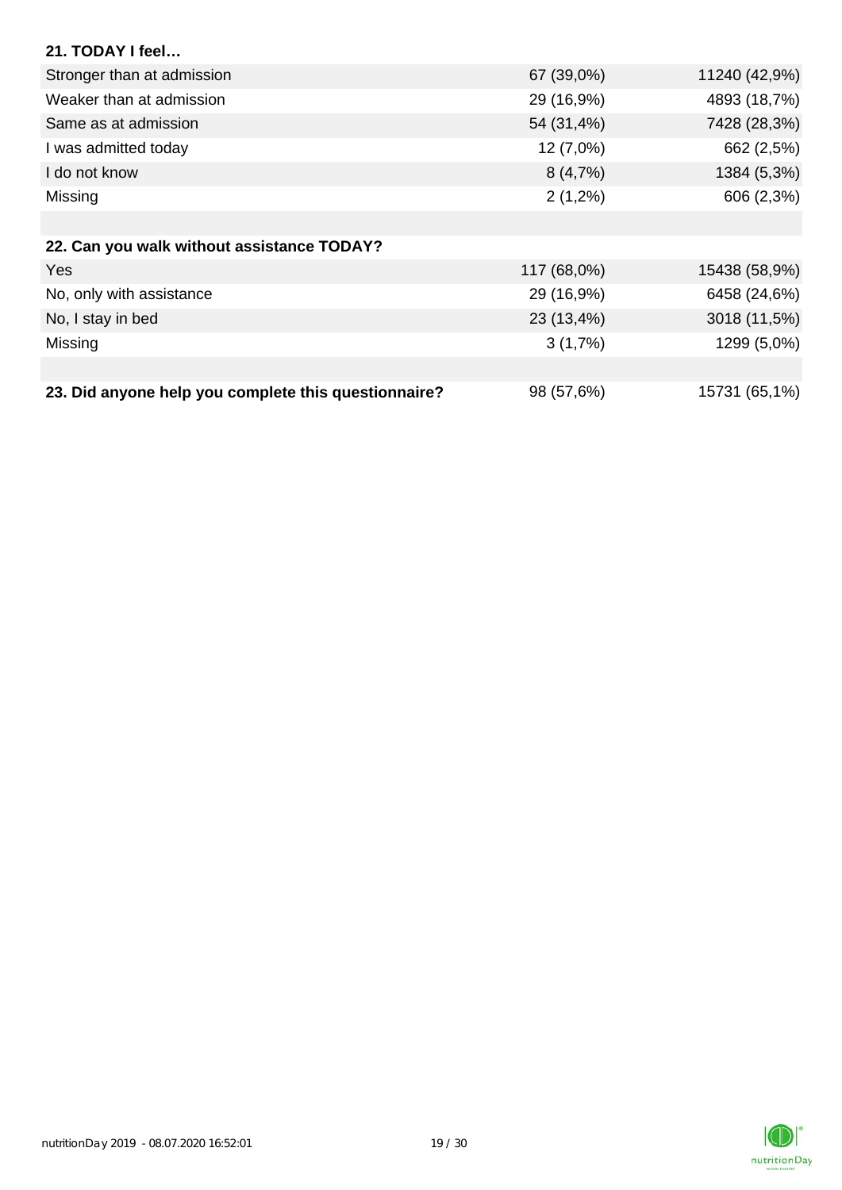**21. TODAY I feel…**

| | | |
|---|---|---|
| Stronger than at admission | 67 (39,0%) | 11240 (42,9%) |
| Weaker than at admission | 29 (16,9%) | 4893 (18,7%) |
| Same as at admission | 54 (31,4%) | 7428 (28,3%) |
| I was admitted today | 12 (7,0%) | 662 (2,5%) |
| I do not know | 8 (4,7%) | 1384 (5,3%) |
| Missing | 2 (1,2%) | 606 (2,3%) |

**22. Can you walk without assistance TODAY?**

| | | |
|---|---|---|
| Yes | 117 (68,0%) | 15438 (58,9%) |
| No, only with assistance | 29 (16,9%) | 6458 (24,6%) |
| No, I stay in bed | 23 (13,4%) | 3018 (11,5%) |
| Missing | 3 (1,7%) | 1299 (5,0%) |

| | | |
|---|---|---|
| **23. Did anyone help you complete this questionnaire?** | 98 (57,6%) | 15731 (65,1%) |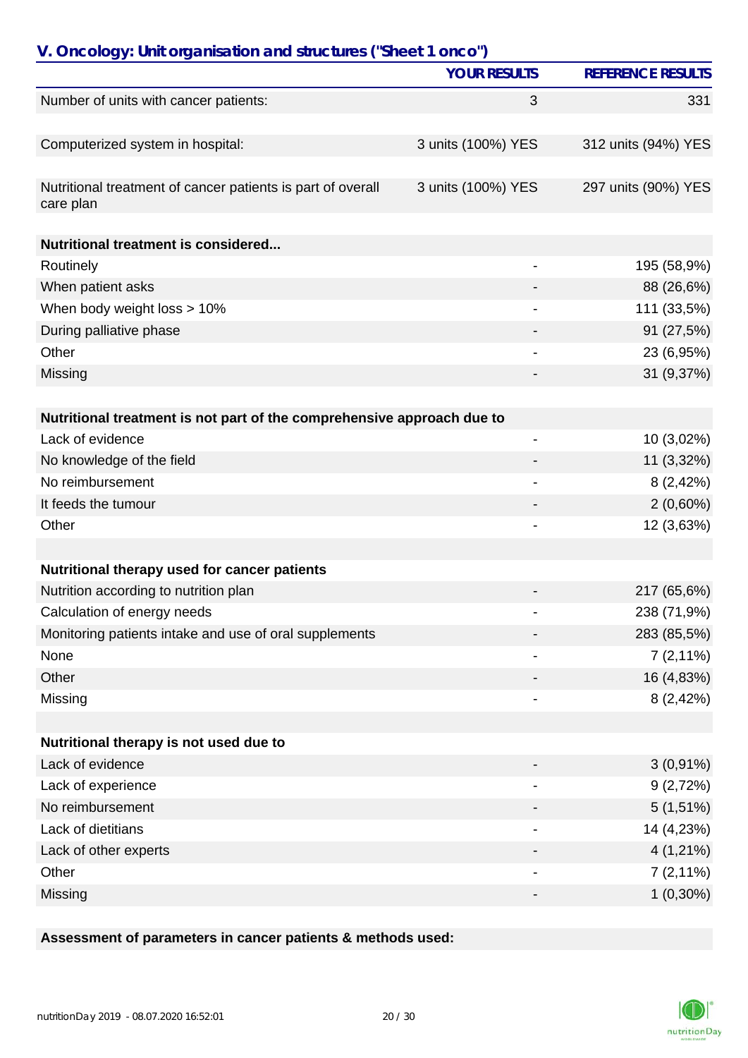## V. Oncology: Unit organisation and structures ("Sheet 1 onco")

| | YOUR RESULTS | REFERENCE RESULTS |
|---|---|---|
| Number of units with cancer patients: | 3 | 331 |
| | | |
| Computerized system in hospital: | 3 units (100%) YES | 312 units (94%) YES |
| | | |
| Nutritional treatment of cancer patients is part of overall care plan | 3 units (100%) YES | 297 units (90%) YES |
| | | |
| **Nutritional treatment is considered...** | | |
| Routinely | - | 195 (58,9%) |
| When patient asks | - | 88 (26,6%) |
| When body weight loss > 10% | - | 111 (33,5%) |
| During palliative phase | - | 91 (27,5%) |
| Other | - | 23 (6,95%) |
| Missing | - | 31 (9,37%) |
| | | |
| **Nutritional treatment is not part of the comprehensive approach due to** | | |
| Lack of evidence | - | 10 (3,02%) |
| No knowledge of the field | - | 11 (3,32%) |
| No reimbursement | - | 8 (2,42%) |
| It feeds the tumour | - | 2 (0,60%) |
| Other | - | 12 (3,63%) |
| | | |
| **Nutritional therapy used for cancer patients** | | |
| Nutrition according to nutrition plan | - | 217 (65,6%) |
| Calculation of energy needs | - | 238 (71,9%) |
| Monitoring patients intake and use of oral supplements | - | 283 (85,5%) |
| None | - | 7 (2,11%) |
| Other | - | 16 (4,83%) |
| Missing | - | 8 (2,42%) |
| | | |
| **Nutritional therapy is not used due to** | | |
| Lack of evidence | - | 3 (0,91%) |
| Lack of experience | - | 9 (2,72%) |
| No reimbursement | - | 5 (1,51%) |
| Lack of dietitians | - | 14 (4,23%) |
| Lack of other experts | - | 4 (1,21%) |
| Other | - | 7 (2,11%) |
| Missing | - | 1 (0,30%) |

**Assessment of parameters in cancer patients & methods used:**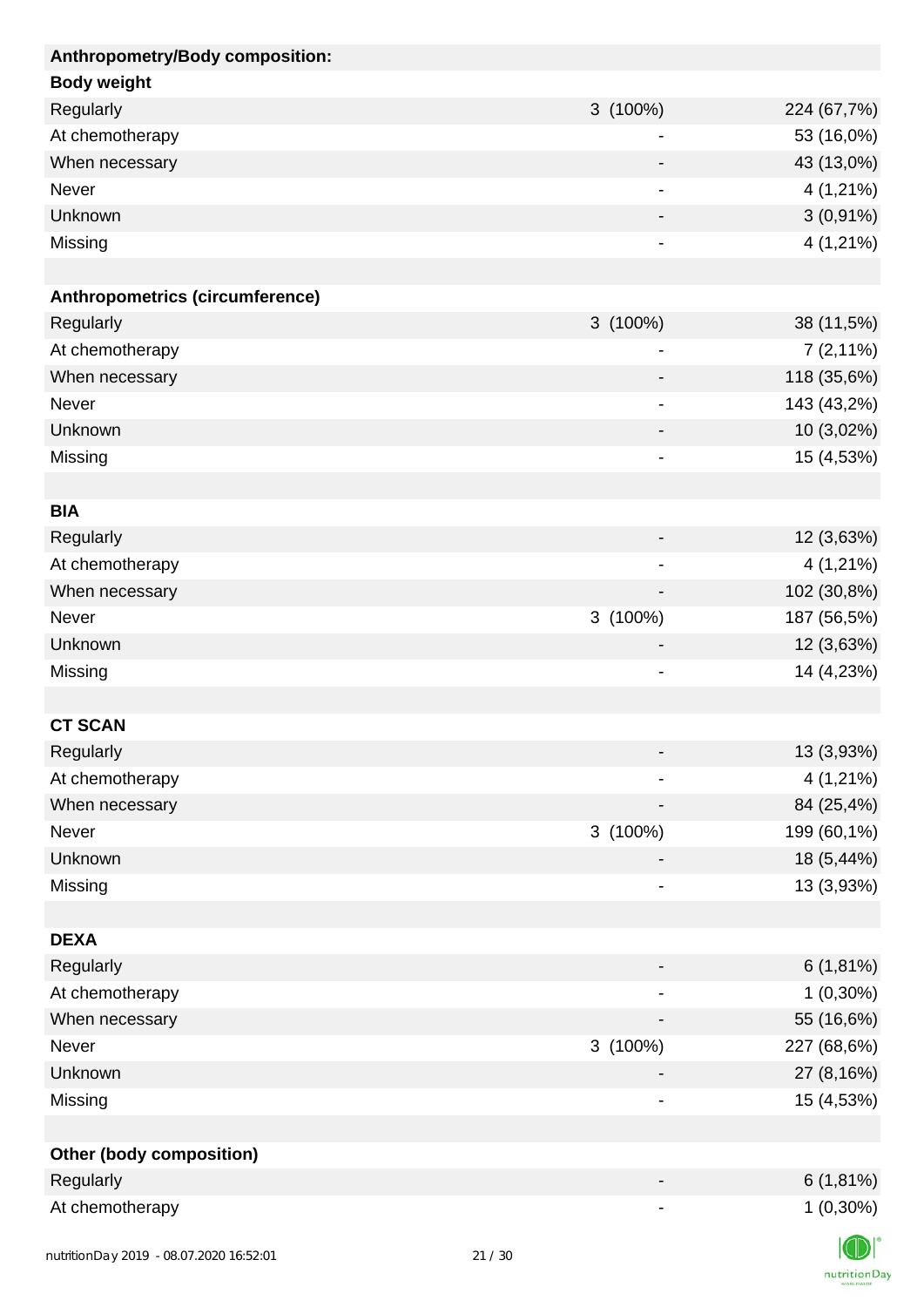| Anthropometry/Body composition: | | |
|---|---|---|
| **Body weight** | | |
| Regularly | 3 (100%) | 224 (67,7%) |
| At chemotherapy | - | 53 (16,0%) |
| When necessary | - | 43 (13,0%) |
| Never | - | 4 (1,21%) |
| Unknown | - | 3 (0,91%) |
| Missing | - | 4 (1,21%) |
| | | |
| **Anthropometrics (circumference)** | | |
| Regularly | 3 (100%) | 38 (11,5%) |
| At chemotherapy | - | 7 (2,11%) |
| When necessary | - | 118 (35,6%) |
| Never | - | 143 (43,2%) |
| Unknown | - | 10 (3,02%) |
| Missing | - | 15 (4,53%) |
| | | |
| **BIA** | | |
| Regularly | - | 12 (3,63%) |
| At chemotherapy | - | 4 (1,21%) |
| When necessary | - | 102 (30,8%) |
| Never | 3 (100%) | 187 (56,5%) |
| Unknown | - | 12 (3,63%) |
| Missing | - | 14 (4,23%) |
| | | |
| **CT SCAN** | | |
| Regularly | - | 13 (3,93%) |
| At chemotherapy | - | 4 (1,21%) |
| When necessary | - | 84 (25,4%) |
| Never | 3 (100%) | 199 (60,1%) |
| Unknown | - | 18 (5,44%) |
| Missing | - | 13 (3,93%) |
| | | |
| **DEXA** | | |
| Regularly | - | 6 (1,81%) |
| At chemotherapy | - | 1 (0,30%) |
| When necessary | - | 55 (16,6%) |
| Never | 3 (100%) | 227 (68,6%) |
| Unknown | - | 27 (8,16%) |
| Missing | - | 15 (4,53%) |
| | | |
| **Other (body composition)** | | |
| Regularly | - | 6 (1,81%) |
| At chemotherapy | - | 1 (0,30%) |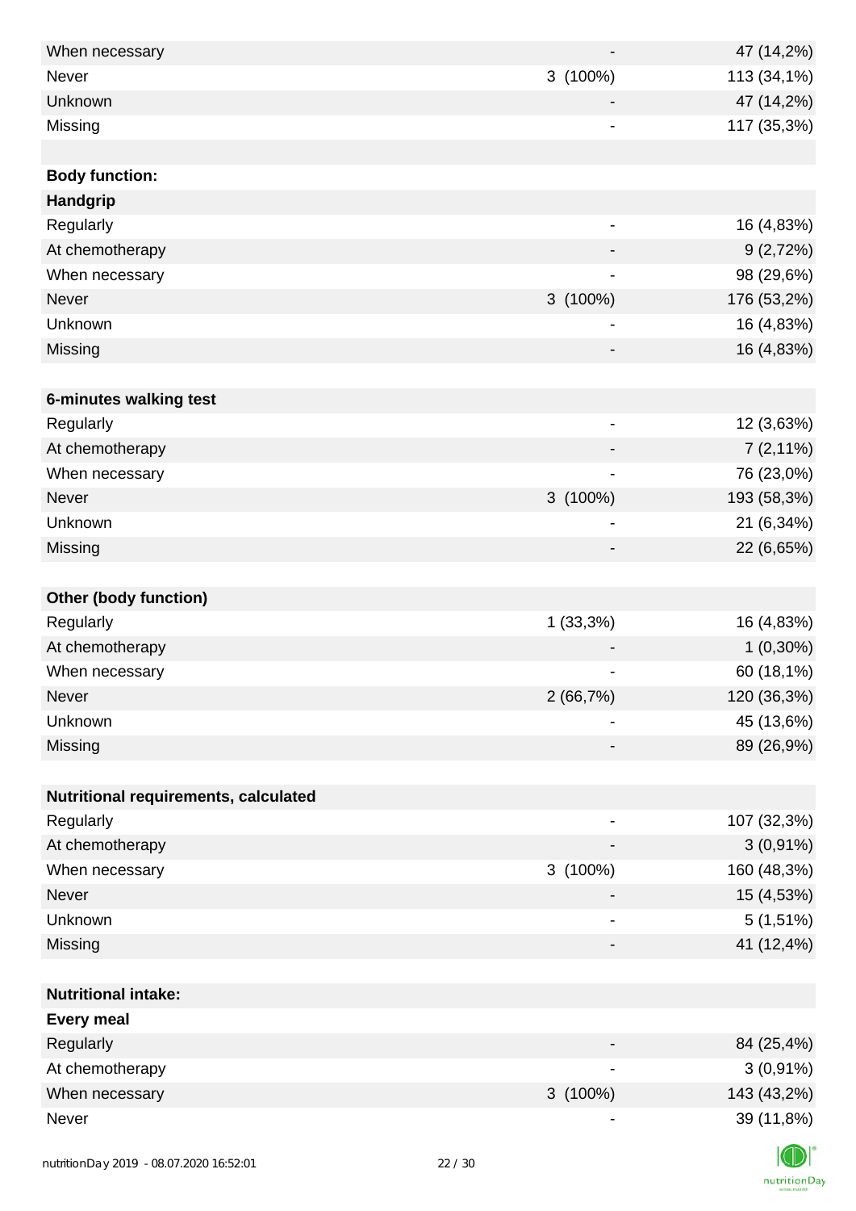| | | |
|---|---|---|
| When necessary | - | 47 (14,2%) |
| Never | 3 (100%) | 113 (34,1%) |
| Unknown | - | 47 (14,2%) |
| Missing | - | 117 (35,3%) |
| | | |
| **Body function:** | | |
| **Handgrip** | | |
| Regularly | - | 16 (4,83%) |
| At chemotherapy | - | 9 (2,72%) |
| When necessary | - | 98 (29,6%) |
| Never | 3 (100%) | 176 (53,2%) |
| Unknown | - | 16 (4,83%) |
| Missing | - | 16 (4,83%) |
| | | |
| **6-minutes walking test** | | |
| Regularly | - | 12 (3,63%) |
| At chemotherapy | - | 7 (2,11%) |
| When necessary | - | 76 (23,0%) |
| Never | 3 (100%) | 193 (58,3%) |
| Unknown | - | 21 (6,34%) |
| Missing | - | 22 (6,65%) |
| | | |
| **Other (body function)** | | |
| Regularly | 1 (33,3%) | 16 (4,83%) |
| At chemotherapy | - | 1 (0,30%) |
| When necessary | - | 60 (18,1%) |
| Never | 2 (66,7%) | 120 (36,3%) |
| Unknown | - | 45 (13,6%) |
| Missing | - | 89 (26,9%) |
| | | |
| **Nutritional requirements, calculated** | | |
| Regularly | - | 107 (32,3%) |
| At chemotherapy | - | 3 (0,91%) |
| When necessary | 3 (100%) | 160 (48,3%) |
| Never | - | 15 (4,53%) |
| Unknown | - | 5 (1,51%) |
| Missing | - | 41 (12,4%) |
| | | |
| **Nutritional intake:** | | |
| **Every meal** | | |
| Regularly | - | 84 (25,4%) |
| At chemotherapy | - | 3 (0,91%) |
| When necessary | 3 (100%) | 143 (43,2%) |
| Never | - | 39 (11,8%) |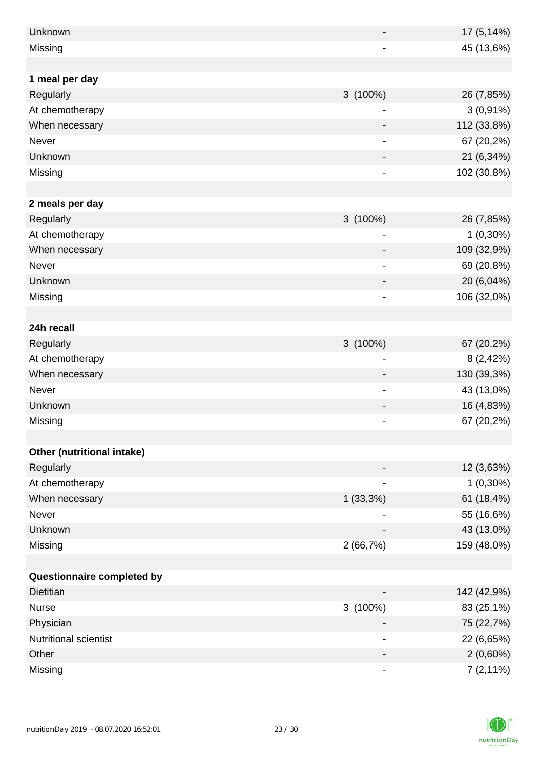| | | |
|---|---|---|
| Unknown | - | 17 (5,14%) |
| Missing | - | 45 (13,6%) |
| | | |
| **1 meal per day** | | |
| Regularly | 3 (100%) | 26 (7,85%) |
| At chemotherapy | - | 3 (0,91%) |
| When necessary | - | 112 (33,8%) |
| Never | - | 67 (20,2%) |
| Unknown | - | 21 (6,34%) |
| Missing | - | 102 (30,8%) |
| | | |
| **2 meals per day** | | |
| Regularly | 3 (100%) | 26 (7,85%) |
| At chemotherapy | - | 1 (0,30%) |
| When necessary | - | 109 (32,9%) |
| Never | - | 69 (20,8%) |
| Unknown | - | 20 (6,04%) |
| Missing | - | 106 (32,0%) |
| | | |
| **24h recall** | | |
| Regularly | 3 (100%) | 67 (20,2%) |
| At chemotherapy | - | 8 (2,42%) |
| When necessary | - | 130 (39,3%) |
| Never | - | 43 (13,0%) |
| Unknown | - | 16 (4,83%) |
| Missing | - | 67 (20,2%) |
| | | |
| **Other (nutritional intake)** | | |
| Regularly | - | 12 (3,63%) |
| At chemotherapy | - | 1 (0,30%) |
| When necessary | 1 (33,3%) | 61 (18,4%) |
| Never | - | 55 (16,6%) |
| Unknown | - | 43 (13,0%) |
| Missing | 2 (66,7%) | 159 (48,0%) |
| | | |
| **Questionnaire completed by** | | |
| Dietitian | - | 142 (42,9%) |
| Nurse | 3 (100%) | 83 (25,1%) |
| Physician | - | 75 (22,7%) |
| Nutritional scientist | - | 22 (6,65%) |
| Other | - | 2 (0,60%) |
| Missing | - | 7 (2,11%) |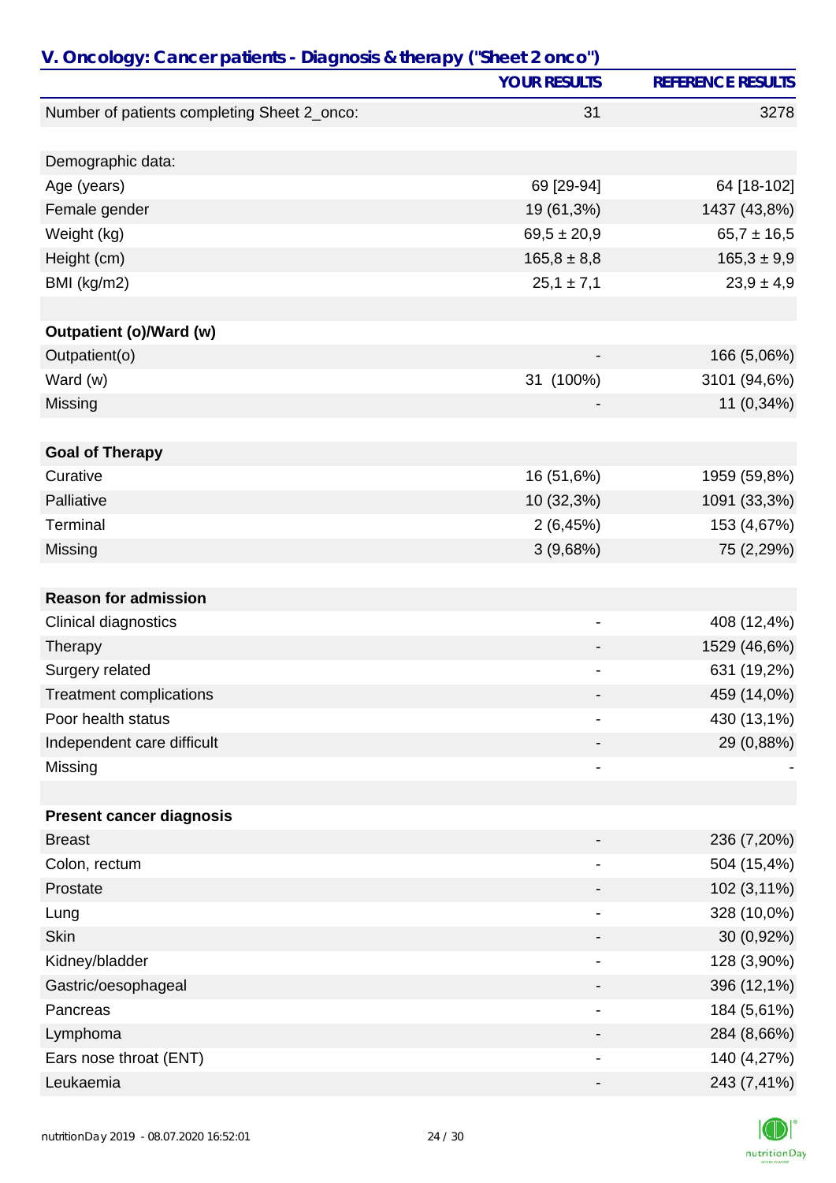## V. Oncology: Cancer patients - Diagnosis & therapy ("Sheet 2 onco")

| | YOUR RESULTS | REFERENCE RESULTS |
|---|---|---|
| Number of patients completing Sheet 2_onco: | 31 | 3278 |
| | | |
| Demographic data: | | |
| Age (years) | 69 [29-94] | 64 [18-102] |
| Female gender | 19 (61,3%) | 1437 (43,8%) |
| Weight (kg) | 69,5 ± 20,9 | 65,7 ± 16,5 |
| Height (cm) | 165,8 ± 8,8 | 165,3 ± 9,9 |
| BMI (kg/m2) | 25,1 ± 7,1 | 23,9 ± 4,9 |
| | | |
| **Outpatient (o)/Ward (w)** | | |
| Outpatient(o) | - | 166 (5,06%) |
| Ward (w) | 31 (100%) | 3101 (94,6%) |
| Missing | - | 11 (0,34%) |
| | | |
| **Goal of Therapy** | | |
| Curative | 16 (51,6%) | 1959 (59,8%) |
| Palliative | 10 (32,3%) | 1091 (33,3%) |
| Terminal | 2 (6,45%) | 153 (4,67%) |
| Missing | 3 (9,68%) | 75 (2,29%) |
| | | |
| **Reason for admission** | | |
| Clinical diagnostics | - | 408 (12,4%) |
| Therapy | - | 1529 (46,6%) |
| Surgery related | - | 631 (19,2%) |
| Treatment complications | - | 459 (14,0%) |
| Poor health status | - | 430 (13,1%) |
| Independent care difficult | - | 29 (0,88%) |
| Missing | - | - |
| | | |
| **Present cancer diagnosis** | | |
| Breast | - | 236 (7,20%) |
| Colon, rectum | - | 504 (15,4%) |
| Prostate | - | 102 (3,11%) |
| Lung | - | 328 (10,0%) |
| Skin | - | 30 (0,92%) |
| Kidney/bladder | - | 128 (3,90%) |
| Gastric/oesophageal | - | 396 (12,1%) |
| Pancreas | - | 184 (5,61%) |
| Lymphoma | - | 284 (8,66%) |
| Ears nose throat (ENT) | - | 140 (4,27%) |
| Leukaemia | - | 243 (7,41%) |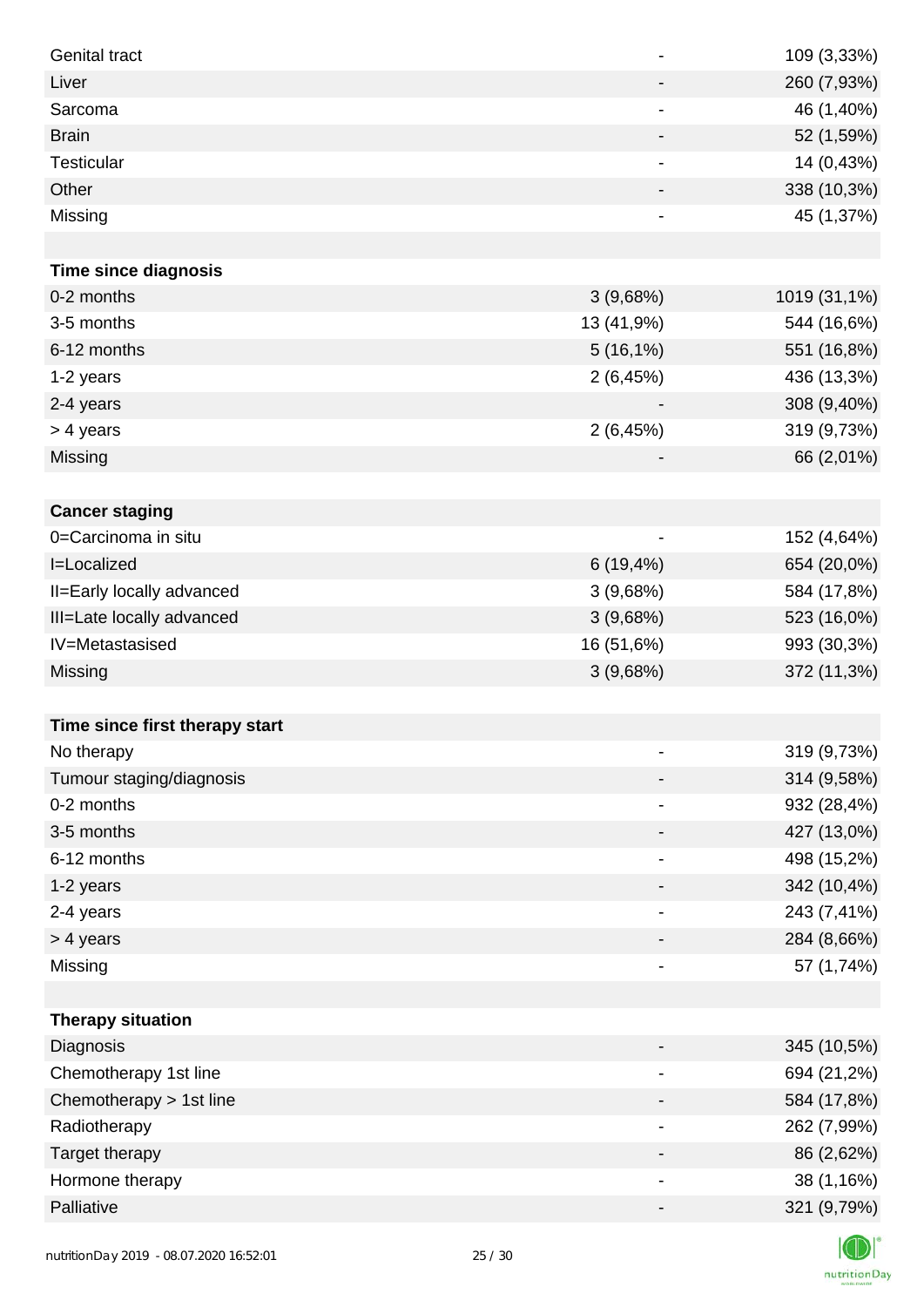| | | |
|---|---|---|
| Genital tract | - | 109 (3,33%) |
| Liver | - | 260 (7,93%) |
| Sarcoma | - | 46 (1,40%) |
| Brain | - | 52 (1,59%) |
| Testicular | - | 14 (0,43%) |
| Other | - | 338 (10,3%) |
| Missing | - | 45 (1,37%) |
| | | |
| **Time since diagnosis** | | |
| 0-2 months | 3 (9,68%) | 1019 (31,1%) |
| 3-5 months | 13 (41,9%) | 544 (16,6%) |
| 6-12 months | 5 (16,1%) | 551 (16,8%) |
| 1-2 years | 2 (6,45%) | 436 (13,3%) |
| 2-4 years | - | 308 (9,40%) |
| > 4 years | 2 (6,45%) | 319 (9,73%) |
| Missing | - | 66 (2,01%) |
| | | |
| **Cancer staging** | | |
| 0=Carcinoma in situ | - | 152 (4,64%) |
| I=Localized | 6 (19,4%) | 654 (20,0%) |
| II=Early locally advanced | 3 (9,68%) | 584 (17,8%) |
| III=Late locally advanced | 3 (9,68%) | 523 (16,0%) |
| IV=Metastasised | 16 (51,6%) | 993 (30,3%) |
| Missing | 3 (9,68%) | 372 (11,3%) |
| | | |
| **Time since first therapy start** | | |
| No therapy | - | 319 (9,73%) |
| Tumour staging/diagnosis | - | 314 (9,58%) |
| 0-2 months | - | 932 (28,4%) |
| 3-5 months | - | 427 (13,0%) |
| 6-12 months | - | 498 (15,2%) |
| 1-2 years | - | 342 (10,4%) |
| 2-4 years | - | 243 (7,41%) |
| > 4 years | - | 284 (8,66%) |
| Missing | - | 57 (1,74%) |
| | | |
| **Therapy situation** | | |
| Diagnosis | - | 345 (10,5%) |
| Chemotherapy 1st line | - | 694 (21,2%) |
| Chemotherapy > 1st line | - | 584 (17,8%) |
| Radiotherapy | - | 262 (7,99%) |
| Target therapy | - | 86 (2,62%) |
| Hormone therapy | - | 38 (1,16%) |
| Palliative | - | 321 (9,79%) |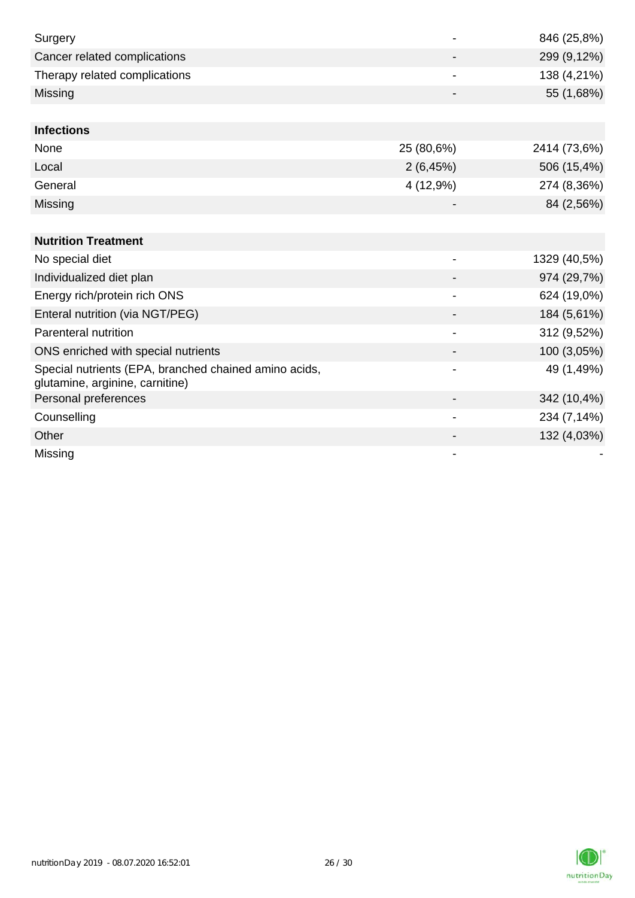| | | |
|---|---|---|
| Surgery | - | 846 (25,8%) |
| Cancer related complications | - | 299 (9,12%) |
| Therapy related complications | - | 138 (4,21%) |
| Missing | - | 55 (1,68%) |
| | | |
| **Infections** | | |
| None | 25 (80,6%) | 2414 (73,6%) |
| Local | 2 (6,45%) | 506 (15,4%) |
| General | 4 (12,9%) | 274 (8,36%) |
| Missing | - | 84 (2,56%) |
| | | |
| **Nutrition Treatment** | | |
| No special diet | - | 1329 (40,5%) |
| Individualized diet plan | - | 974 (29,7%) |
| Energy rich/protein rich ONS | - | 624 (19,0%) |
| Enteral nutrition (via NGT/PEG) | - | 184 (5,61%) |
| Parenteral nutrition | - | 312 (9,52%) |
| ONS enriched with special nutrients | - | 100 (3,05%) |
| Special nutrients (EPA, branched chained amino acids, glutamine, arginine, carnitine) | - | 49 (1,49%) |
| Personal preferences | - | 342 (10,4%) |
| Counselling | - | 234 (7,14%) |
| Other | - | 132 (4,03%) |
| Missing | - | - |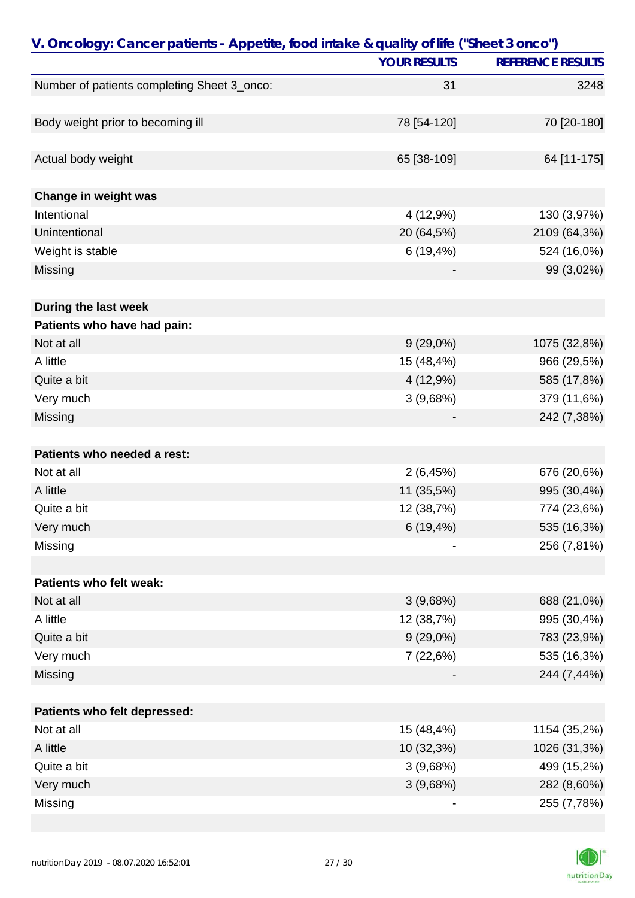## V. Oncology: Cancer patients - Appetite, food intake & quality of life ("Sheet 3 onco")

| | YOUR RESULTS | REFERENCE RESULTS |
|---|---|---|
| Number of patients completing Sheet 3_onco: | 31 | 3248 |
| | | |
| Body weight prior to becoming ill | 78 [54-120] | 70 [20-180] |
| | | |
| Actual body weight | 65 [38-109] | 64 [11-175] |
| | | |
| **Change in weight was** | | |
| Intentional | 4 (12,9%) | 130 (3,97%) |
| Unintentional | 20 (64,5%) | 2109 (64,3%) |
| Weight is stable | 6 (19,4%) | 524 (16,0%) |
| Missing | - | 99 (3,02%) |
| | | |
| **During the last week** | | |
| **Patients who have had pain:** | | |
| Not at all | 9 (29,0%) | 1075 (32,8%) |
| A little | 15 (48,4%) | 966 (29,5%) |
| Quite a bit | 4 (12,9%) | 585 (17,8%) |
| Very much | 3 (9,68%) | 379 (11,6%) |
| Missing | - | 242 (7,38%) |
| | | |
| **Patients who needed a rest:** | | |
| Not at all | 2 (6,45%) | 676 (20,6%) |
| A little | 11 (35,5%) | 995 (30,4%) |
| Quite a bit | 12 (38,7%) | 774 (23,6%) |
| Very much | 6 (19,4%) | 535 (16,3%) |
| Missing | - | 256 (7,81%) |
| | | |
| **Patients who felt weak:** | | |
| Not at all | 3 (9,68%) | 688 (21,0%) |
| A little | 12 (38,7%) | 995 (30,4%) |
| Quite a bit | 9 (29,0%) | 783 (23,9%) |
| Very much | 7 (22,6%) | 535 (16,3%) |
| Missing | - | 244 (7,44%) |
| | | |
| **Patients who felt depressed:** | | |
| Not at all | 15 (48,4%) | 1154 (35,2%) |
| A little | 10 (32,3%) | 1026 (31,3%) |
| Quite a bit | 3 (9,68%) | 499 (15,2%) |
| Very much | 3 (9,68%) | 282 (8,60%) |
| Missing | - | 255 (7,78%) |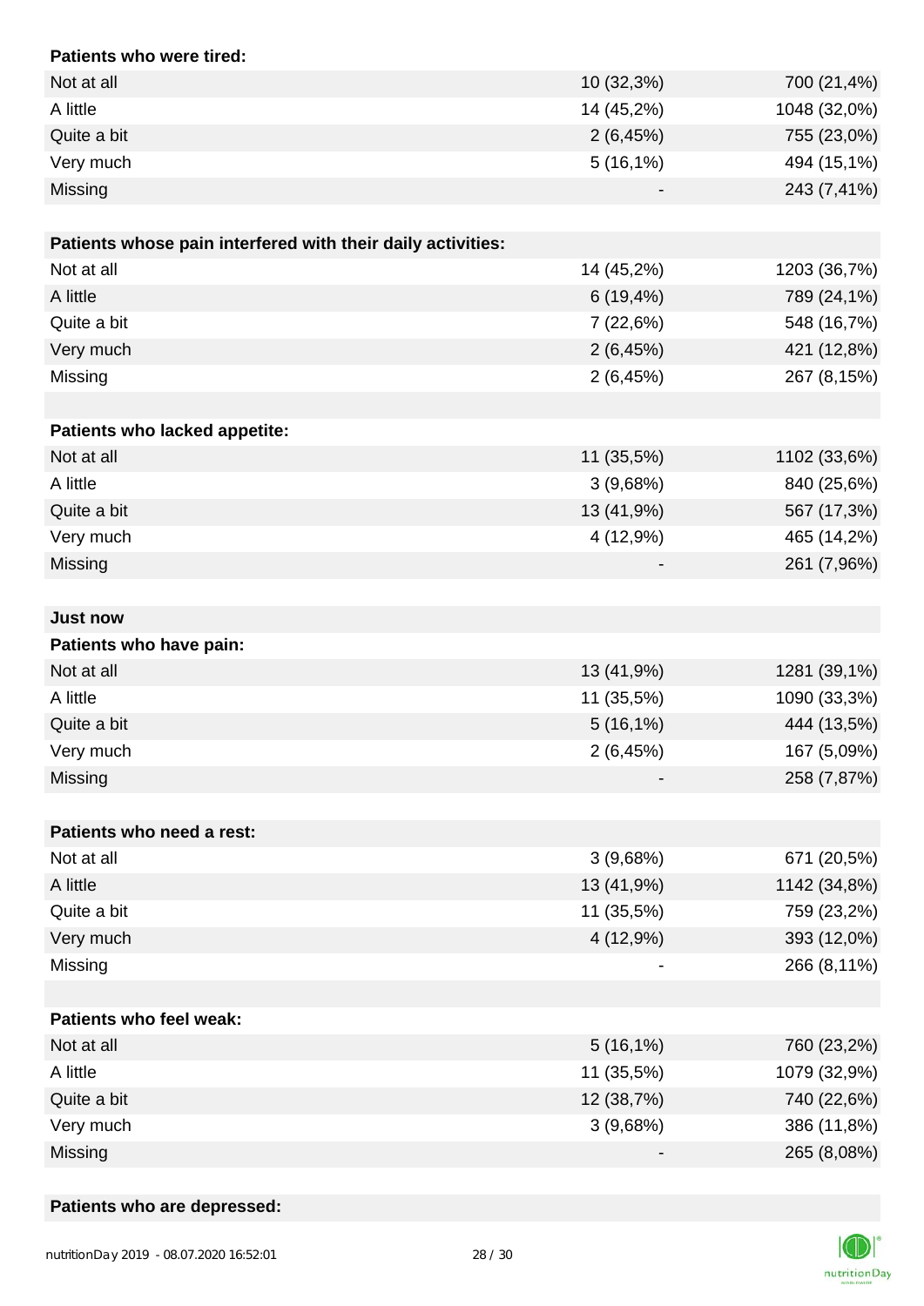| Patients who were tired: | | |
| --- | --- | --- |
| Not at all | 10 (32,3%) | 700 (21,4%) |
| A little | 14 (45,2%) | 1048 (32,0%) |
| Quite a bit | 2 (6,45%) | 755 (23,0%) |
| Very much | 5 (16,1%) | 494 (15,1%) |
| Missing | - | 243 (7,41%) |

| Patients whose pain interfered with their daily activities: | | |
| --- | --- | --- |
| Not at all | 14 (45,2%) | 1203 (36,7%) |
| A little | 6 (19,4%) | 789 (24,1%) |
| Quite a bit | 7 (22,6%) | 548 (16,7%) |
| Very much | 2 (6,45%) | 421 (12,8%) |
| Missing | 2 (6,45%) | 267 (8,15%) |

| Patients who lacked appetite: | | |
| --- | --- | --- |
| Not at all | 11 (35,5%) | 1102 (33,6%) |
| A little | 3 (9,68%) | 840 (25,6%) |
| Quite a bit | 13 (41,9%) | 567 (17,3%) |
| Very much | 4 (12,9%) | 465 (14,2%) |
| Missing | - | 261 (7,96%) |

**Just now**

| Patients who have pain: | | |
| --- | --- | --- |
| Not at all | 13 (41,9%) | 1281 (39,1%) |
| A little | 11 (35,5%) | 1090 (33,3%) |
| Quite a bit | 5 (16,1%) | 444 (13,5%) |
| Very much | 2 (6,45%) | 167 (5,09%) |
| Missing | - | 258 (7,87%) |

| Patients who need a rest: | | |
| --- | --- | --- |
| Not at all | 3 (9,68%) | 671 (20,5%) |
| A little | 13 (41,9%) | 1142 (34,8%) |
| Quite a bit | 11 (35,5%) | 759 (23,2%) |
| Very much | 4 (12,9%) | 393 (12,0%) |
| Missing | - | 266 (8,11%) |

| Patients who feel weak: | | |
| --- | --- | --- |
| Not at all | 5 (16,1%) | 760 (23,2%) |
| A little | 11 (35,5%) | 1079 (32,9%) |
| Quite a bit | 12 (38,7%) | 740 (22,6%) |
| Very much | 3 (9,68%) | 386 (11,8%) |
| Missing | - | 265 (8,08%) |

**Patients who are depressed:**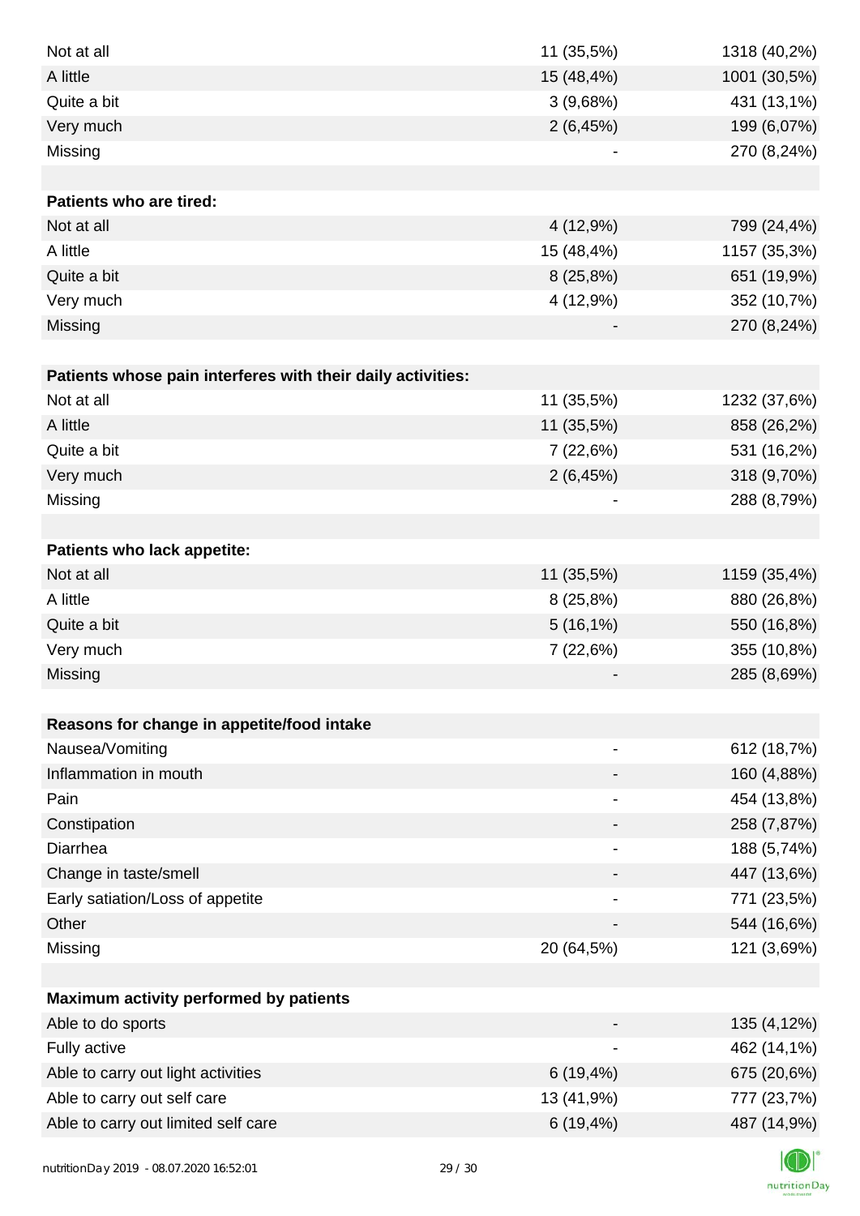| | | |
|---|---|---|
| Not at all | 11 (35,5%) | 1318 (40,2%) |
| A little | 15 (48,4%) | 1001 (30,5%) |
| Quite a bit | 3 (9,68%) | 431 (13,1%) |
| Very much | 2 (6,45%) | 199 (6,07%) |
| Missing | - | 270 (8,24%) |
| | | |
| **Patients who are tired:** | | |
| Not at all | 4 (12,9%) | 799 (24,4%) |
| A little | 15 (48,4%) | 1157 (35,3%) |
| Quite a bit | 8 (25,8%) | 651 (19,9%) |
| Very much | 4 (12,9%) | 352 (10,7%) |
| Missing | - | 270 (8,24%) |
| | | |
| **Patients whose pain interferes with their daily activities:** | | |
| Not at all | 11 (35,5%) | 1232 (37,6%) |
| A little | 11 (35,5%) | 858 (26,2%) |
| Quite a bit | 7 (22,6%) | 531 (16,2%) |
| Very much | 2 (6,45%) | 318 (9,70%) |
| Missing | - | 288 (8,79%) |
| | | |
| **Patients who lack appetite:** | | |
| Not at all | 11 (35,5%) | 1159 (35,4%) |
| A little | 8 (25,8%) | 880 (26,8%) |
| Quite a bit | 5 (16,1%) | 550 (16,8%) |
| Very much | 7 (22,6%) | 355 (10,8%) |
| Missing | - | 285 (8,69%) |
| | | |
| **Reasons for change in appetite/food intake** | | |
| Nausea/Vomiting | - | 612 (18,7%) |
| Inflammation in mouth | - | 160 (4,88%) |
| Pain | - | 454 (13,8%) |
| Constipation | - | 258 (7,87%) |
| Diarrhea | - | 188 (5,74%) |
| Change in taste/smell | - | 447 (13,6%) |
| Early satiation/Loss of appetite | - | 771 (23,5%) |
| Other | - | 544 (16,6%) |
| Missing | 20 (64,5%) | 121 (3,69%) |
| | | |
| **Maximum activity performed by patients** | | |
| Able to do sports | - | 135 (4,12%) |
| Fully active | - | 462 (14,1%) |
| Able to carry out light activities | 6 (19,4%) | 675 (20,6%) |
| Able to carry out self care | 13 (41,9%) | 777 (23,7%) |
| Able to carry out limited self care | 6 (19,4%) | 487 (14,9%) |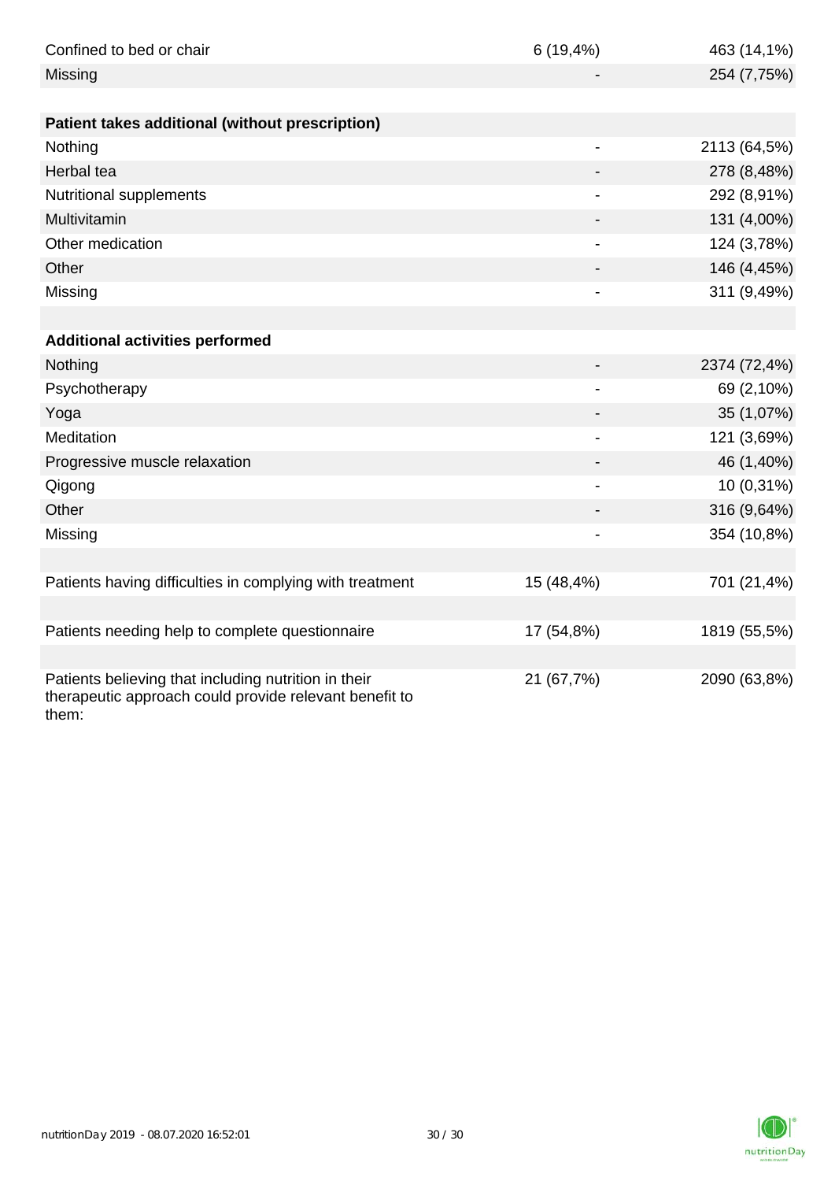| | | |
|---|---|---|
| Confined to bed or chair | 6 (19,4%) | 463 (14,1%) |
| Missing | - | 254 (7,75%) |
| | | |
| **Patient takes additional (without prescription)** | | |
| Nothing | - | 2113 (64,5%) |
| Herbal tea | - | 278 (8,48%) |
| Nutritional supplements | - | 292 (8,91%) |
| Multivitamin | - | 131 (4,00%) |
| Other medication | - | 124 (3,78%) |
| Other | - | 146 (4,45%) |
| Missing | - | 311 (9,49%) |
| | | |
| **Additional activities performed** | | |
| Nothing | - | 2374 (72,4%) |
| Psychotherapy | - | 69 (2,10%) |
| Yoga | - | 35 (1,07%) |
| Meditation | - | 121 (3,69%) |
| Progressive muscle relaxation | - | 46 (1,40%) |
| Qigong | - | 10 (0,31%) |
| Other | - | 316 (9,64%) |
| Missing | - | 354 (10,8%) |
| | | |
| Patients having difficulties in complying with treatment | 15 (48,4%) | 701 (21,4%) |
| | | |
| Patients needing help to complete questionnaire | 17 (54,8%) | 1819 (55,5%) |
| | | |
| Patients believing that including nutrition in their therapeutic approach could provide relevant benefit to them: | 21 (67,7%) | 2090 (63,8%) |